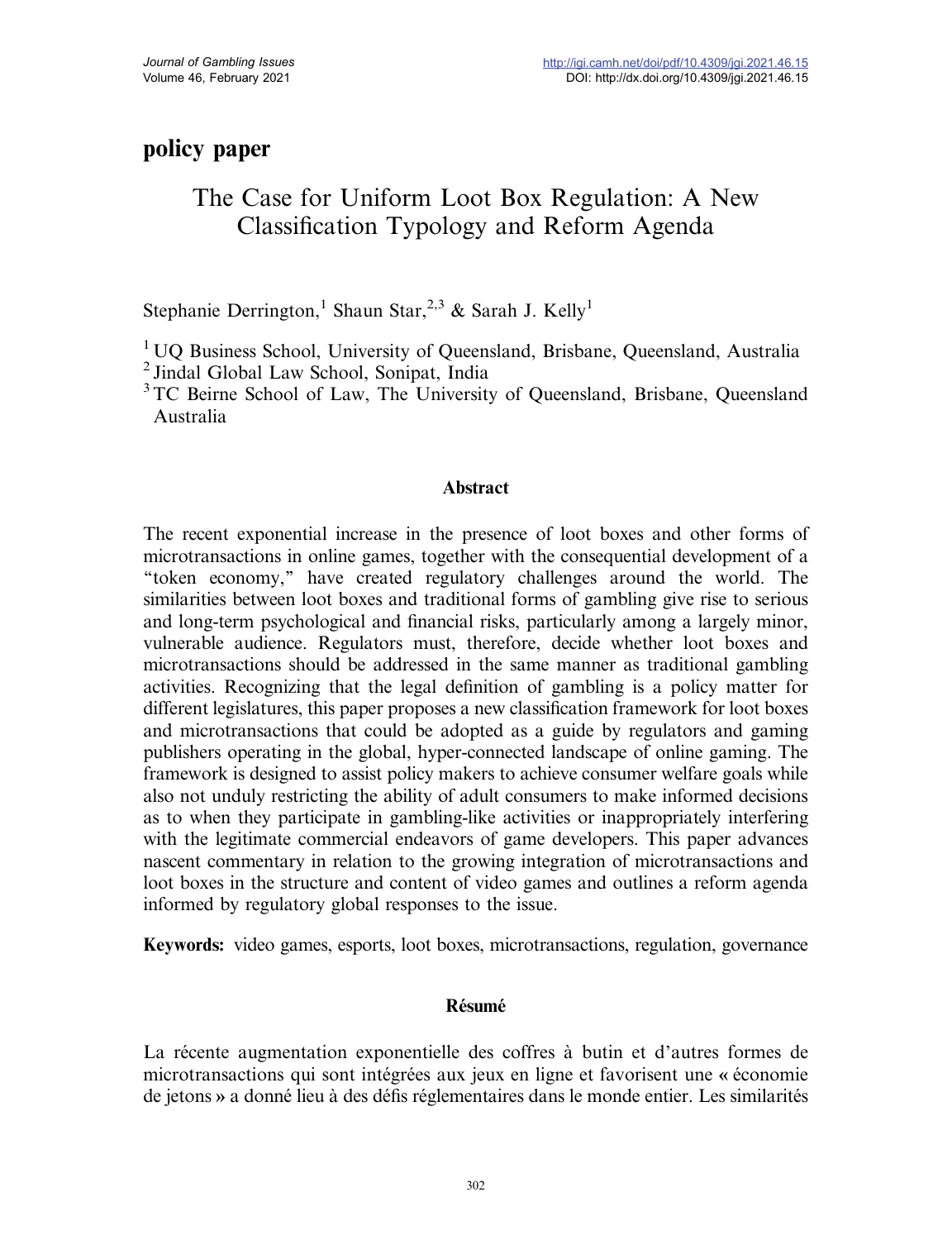**policy paper**

# The Case for Uniform Loot Box Regulation: A New Classification Typology and Reform Agenda

Stephanie Derrington,[1] Shaun Star,[2,3] & Sarah J. Kelly[1]

[1] UQ Business School, University of Queensland, Brisbane, Queensland, Australia
[2] Jindal Global Law School, Sonipat, India
[3] TC Beirne School of Law, The University of Queensland, Brisbane, Queensland Australia

## Abstract

The recent exponential increase in the presence of loot boxes and other forms of microtransactions in online games, together with the consequential development of a "token economy," have created regulatory challenges around the world. The similarities between loot boxes and traditional forms of gambling give rise to serious and long-term psychological and financial risks, particularly among a largely minor, vulnerable audience. Regulators must, therefore, decide whether loot boxes and microtransactions should be addressed in the same manner as traditional gambling activities. Recognizing that the legal definition of gambling is a policy matter for different legislatures, this paper proposes a new classification framework for loot boxes and microtransactions that could be adopted as a guide by regulators and gaming publishers operating in the global, hyper-connected landscape of online gaming. The framework is designed to assist policy makers to achieve consumer welfare goals while also not unduly restricting the ability of adult consumers to make informed decisions as to when they participate in gambling-like activities or inappropriately interfering with the legitimate commercial endeavors of game developers. This paper advances nascent commentary in relation to the growing integration of microtransactions and loot boxes in the structure and content of video games and outlines a reform agenda informed by regulatory global responses to the issue.

**Keywords:** video games, esports, loot boxes, microtransactions, regulation, governance

## Résumé

La récente augmentation exponentielle des coffres à butin et d'autres formes de microtransactions qui sont intégrées aux jeux en ligne et favorisent une « économie de jetons » a donné lieu à des défis réglementaires dans le monde entier. Les similarités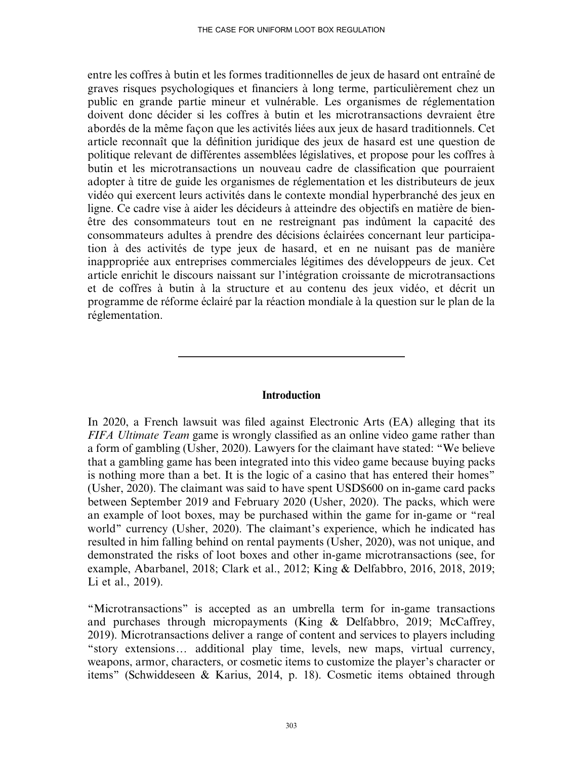entre les coffres à butin et les formes traditionnelles de jeux de hasard ont entraîné de graves risques psychologiques et financiers à long terme, particulièrement chez un public en grande partie mineur et vulnérable. Les organismes de réglementation doivent donc décider si les coffres à butin et les microtransactions devraient être abordés de la même façon que les activités liées aux jeux de hasard traditionnels. Cet article reconnaît que la définition juridique des jeux de hasard est une question de politique relevant de différentes assemblées législatives, et propose pour les coffres à butin et les microtransactions un nouveau cadre de classification que pourraient adopter à titre de guide les organismes de réglementation et les distributeurs de jeux vidéo qui exercent leurs activités dans le contexte mondial hyperbranché des jeux en ligne. Ce cadre vise à aider les décideurs à atteindre des objectifs en matière de bien-être des consommateurs tout en ne restreignant pas indûment la capacité des consommateurs adultes à prendre des décisions éclairées concernant leur participation à des activités de type jeux de hasard, et en ne nuisant pas de manière inappropriée aux entreprises commerciales légitimes des développeurs de jeux. Cet article enrichit le discours naissant sur l'intégration croissante de microtransactions et de coffres à butin à la structure et au contenu des jeux vidéo, et décrit un programme de réforme éclairé par la réaction mondiale à la question sur le plan de la réglementation.

---

## Introduction

In 2020, a French lawsuit was filed against Electronic Arts (EA) alleging that its *FIFA Ultimate Team* game is wrongly classified as an online video game rather than a form of gambling (Usher, 2020). Lawyers for the claimant have stated: "We believe that a gambling game has been integrated into this video game because buying packs is nothing more than a bet. It is the logic of a casino that has entered their homes" (Usher, 2020). The claimant was said to have spent USD$600 on in-game card packs between September 2019 and February 2020 (Usher, 2020). The packs, which were an example of loot boxes, may be purchased within the game for in-game or "real world" currency (Usher, 2020). The claimant's experience, which he indicated has resulted in him falling behind on rental payments (Usher, 2020), was not unique, and demonstrated the risks of loot boxes and other in-game microtransactions (see, for example, Abarbanel, 2018; Clark et al., 2012; King & Delfabbro, 2016, 2018, 2019; Li et al., 2019).

"Microtransactions" is accepted as an umbrella term for in-game transactions and purchases through micropayments (King & Delfabbro, 2019; McCaffrey, 2019). Microtransactions deliver a range of content and services to players including "story extensions… additional play time, levels, new maps, virtual currency, weapons, armor, characters, or cosmetic items to customize the player's character or items" (Schwiddeseen & Karius, 2014, p. 18). Cosmetic items obtained through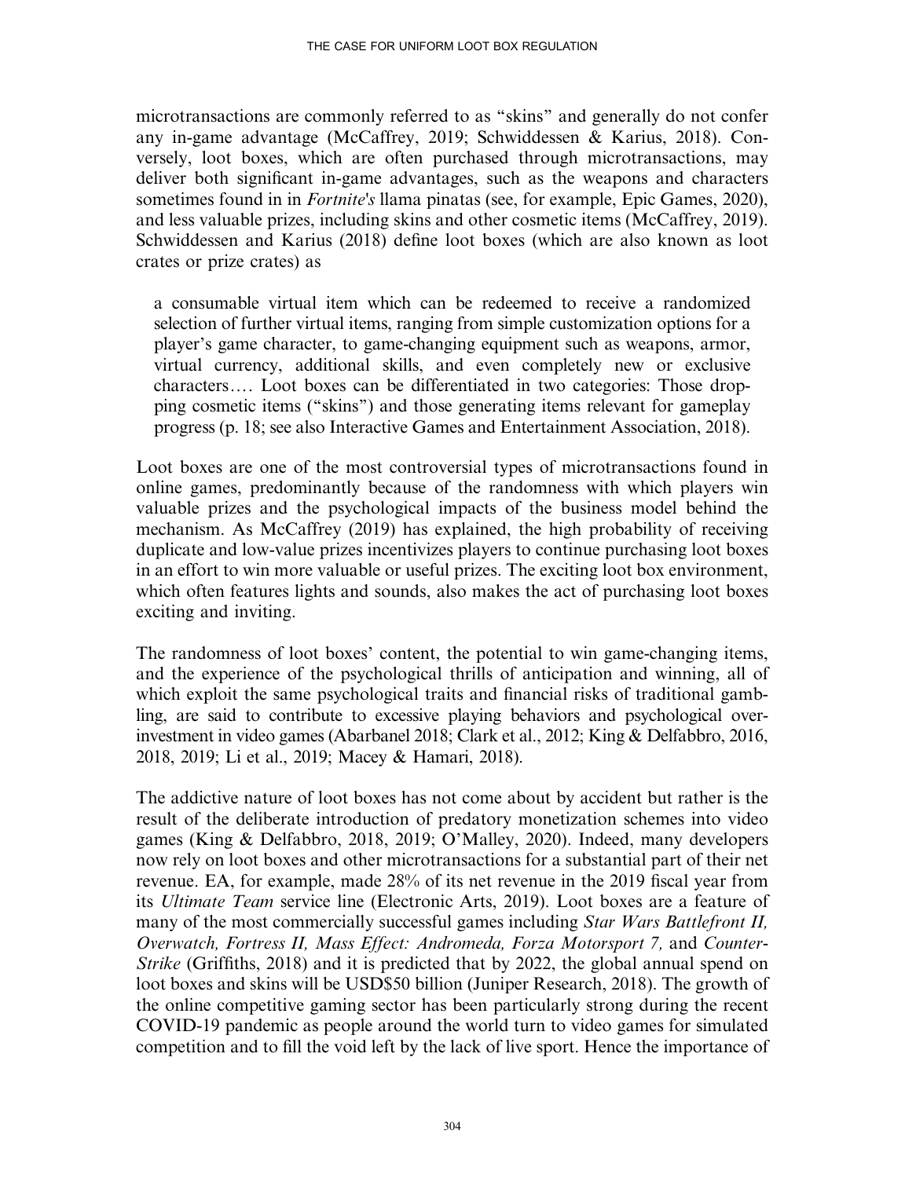microtransactions are commonly referred to as "skins" and generally do not confer any in-game advantage (McCaffrey, 2019; Schwiddessen & Karius, 2018). Conversely, loot boxes, which are often purchased through microtransactions, may deliver both significant in-game advantages, such as the weapons and characters sometimes found in in *Fortnite's* llama pinatas (see, for example, Epic Games, 2020), and less valuable prizes, including skins and other cosmetic items (McCaffrey, 2019). Schwiddessen and Karius (2018) define loot boxes (which are also known as loot crates or prize crates) as

> a consumable virtual item which can be redeemed to receive a randomized selection of further virtual items, ranging from simple customization options for a player's game character, to game-changing equipment such as weapons, armor, virtual currency, additional skills, and even completely new or exclusive characters.... Loot boxes can be differentiated in two categories: Those dropping cosmetic items ("skins") and those generating items relevant for gameplay progress (p. 18; see also Interactive Games and Entertainment Association, 2018).

Loot boxes are one of the most controversial types of microtransactions found in online games, predominantly because of the randomness with which players win valuable prizes and the psychological impacts of the business model behind the mechanism. As McCaffrey (2019) has explained, the high probability of receiving duplicate and low-value prizes incentivizes players to continue purchasing loot boxes in an effort to win more valuable or useful prizes. The exciting loot box environment, which often features lights and sounds, also makes the act of purchasing loot boxes exciting and inviting.

The randomness of loot boxes' content, the potential to win game-changing items, and the experience of the psychological thrills of anticipation and winning, all of which exploit the same psychological traits and financial risks of traditional gambling, are said to contribute to excessive playing behaviors and psychological over-investment in video games (Abarbanel 2018; Clark et al., 2012; King & Delfabbro, 2016, 2018, 2019; Li et al., 2019; Macey & Hamari, 2018).

The addictive nature of loot boxes has not come about by accident but rather is the result of the deliberate introduction of predatory monetization schemes into video games (King & Delfabbro, 2018, 2019; O'Malley, 2020). Indeed, many developers now rely on loot boxes and other microtransactions for a substantial part of their net revenue. EA, for example, made 28% of its net revenue in the 2019 fiscal year from its *Ultimate Team* service line (Electronic Arts, 2019). Loot boxes are a feature of many of the most commercially successful games including *Star Wars Battlefront II, Overwatch, Fortress II, Mass Effect: Andromeda, Forza Motorsport 7,* and *Counter-Strike* (Griffiths, 2018) and it is predicted that by 2022, the global annual spend on loot boxes and skins will be USD$50 billion (Juniper Research, 2018). The growth of the online competitive gaming sector has been particularly strong during the recent COVID-19 pandemic as people around the world turn to video games for simulated competition and to fill the void left by the lack of live sport. Hence the importance of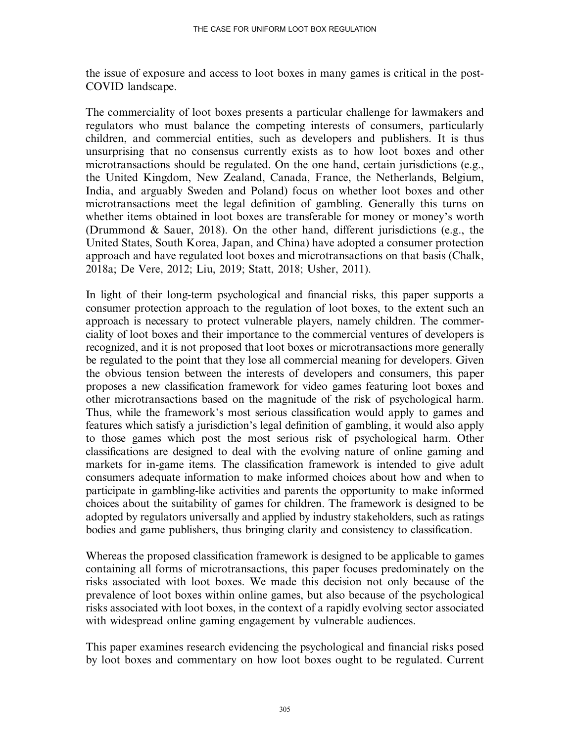the issue of exposure and access to loot boxes in many games is critical in the post-COVID landscape.

The commerciality of loot boxes presents a particular challenge for lawmakers and regulators who must balance the competing interests of consumers, particularly children, and commercial entities, such as developers and publishers. It is thus unsurprising that no consensus currently exists as to how loot boxes and other microtransactions should be regulated. On the one hand, certain jurisdictions (e.g., the United Kingdom, New Zealand, Canada, France, the Netherlands, Belgium, India, and arguably Sweden and Poland) focus on whether loot boxes and other microtransactions meet the legal definition of gambling. Generally this turns on whether items obtained in loot boxes are transferable for money or money's worth (Drummond & Sauer, 2018). On the other hand, different jurisdictions (e.g., the United States, South Korea, Japan, and China) have adopted a consumer protection approach and have regulated loot boxes and microtransactions on that basis (Chalk, 2018a; De Vere, 2012; Liu, 2019; Statt, 2018; Usher, 2011).

In light of their long-term psychological and financial risks, this paper supports a consumer protection approach to the regulation of loot boxes, to the extent such an approach is necessary to protect vulnerable players, namely children. The commerciality of loot boxes and their importance to the commercial ventures of developers is recognized, and it is not proposed that loot boxes or microtransactions more generally be regulated to the point that they lose all commercial meaning for developers. Given the obvious tension between the interests of developers and consumers, this paper proposes a new classification framework for video games featuring loot boxes and other microtransactions based on the magnitude of the risk of psychological harm. Thus, while the framework's most serious classification would apply to games and features which satisfy a jurisdiction's legal definition of gambling, it would also apply to those games which post the most serious risk of psychological harm. Other classifications are designed to deal with the evolving nature of online gaming and markets for in-game items. The classification framework is intended to give adult consumers adequate information to make informed choices about how and when to participate in gambling-like activities and parents the opportunity to make informed choices about the suitability of games for children. The framework is designed to be adopted by regulators universally and applied by industry stakeholders, such as ratings bodies and game publishers, thus bringing clarity and consistency to classification.

Whereas the proposed classification framework is designed to be applicable to games containing all forms of microtransactions, this paper focuses predominately on the risks associated with loot boxes. We made this decision not only because of the prevalence of loot boxes within online games, but also because of the psychological risks associated with loot boxes, in the context of a rapidly evolving sector associated with widespread online gaming engagement by vulnerable audiences.

This paper examines research evidencing the psychological and financial risks posed by loot boxes and commentary on how loot boxes ought to be regulated. Current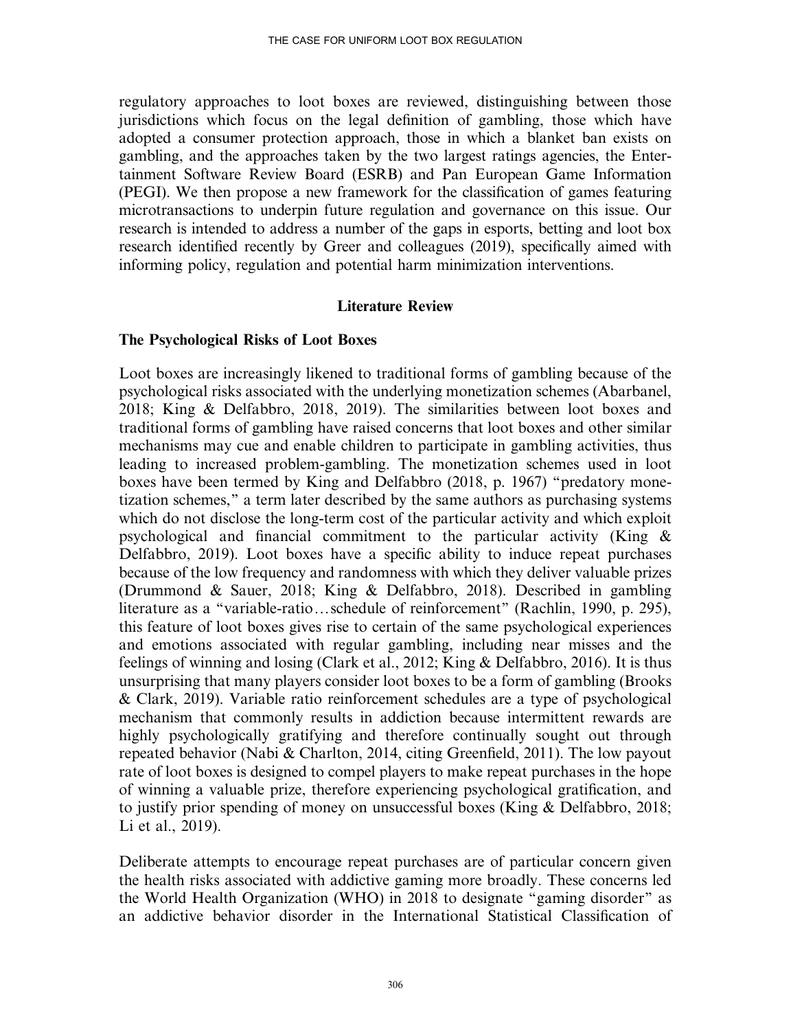regulatory approaches to loot boxes are reviewed, distinguishing between those jurisdictions which focus on the legal definition of gambling, those which have adopted a consumer protection approach, those in which a blanket ban exists on gambling, and the approaches taken by the two largest ratings agencies, the Entertainment Software Review Board (ESRB) and Pan European Game Information (PEGI). We then propose a new framework for the classification of games featuring microtransactions to underpin future regulation and governance on this issue. Our research is intended to address a number of the gaps in esports, betting and loot box research identified recently by Greer and colleagues (2019), specifically aimed with informing policy, regulation and potential harm minimization interventions.

## Literature Review

### The Psychological Risks of Loot Boxes

Loot boxes are increasingly likened to traditional forms of gambling because of the psychological risks associated with the underlying monetization schemes (Abarbanel, 2018; King & Delfabbro, 2018, 2019). The similarities between loot boxes and traditional forms of gambling have raised concerns that loot boxes and other similar mechanisms may cue and enable children to participate in gambling activities, thus leading to increased problem-gambling. The monetization schemes used in loot boxes have been termed by King and Delfabbro (2018, p. 1967) "predatory monetization schemes," a term later described by the same authors as purchasing systems which do not disclose the long-term cost of the particular activity and which exploit psychological and financial commitment to the particular activity (King & Delfabbro, 2019). Loot boxes have a specific ability to induce repeat purchases because of the low frequency and randomness with which they deliver valuable prizes (Drummond & Sauer, 2018; King & Delfabbro, 2018). Described in gambling literature as a "variable-ratio…schedule of reinforcement" (Rachlin, 1990, p. 295), this feature of loot boxes gives rise to certain of the same psychological experiences and emotions associated with regular gambling, including near misses and the feelings of winning and losing (Clark et al., 2012; King & Delfabbro, 2016). It is thus unsurprising that many players consider loot boxes to be a form of gambling (Brooks & Clark, 2019). Variable ratio reinforcement schedules are a type of psychological mechanism that commonly results in addiction because intermittent rewards are highly psychologically gratifying and therefore continually sought out through repeated behavior (Nabi & Charlton, 2014, citing Greenfield, 2011). The low payout rate of loot boxes is designed to compel players to make repeat purchases in the hope of winning a valuable prize, therefore experiencing psychological gratification, and to justify prior spending of money on unsuccessful boxes (King & Delfabbro, 2018; Li et al., 2019).

Deliberate attempts to encourage repeat purchases are of particular concern given the health risks associated with addictive gaming more broadly. These concerns led the World Health Organization (WHO) in 2018 to designate "gaming disorder" as an addictive behavior disorder in the International Statistical Classification of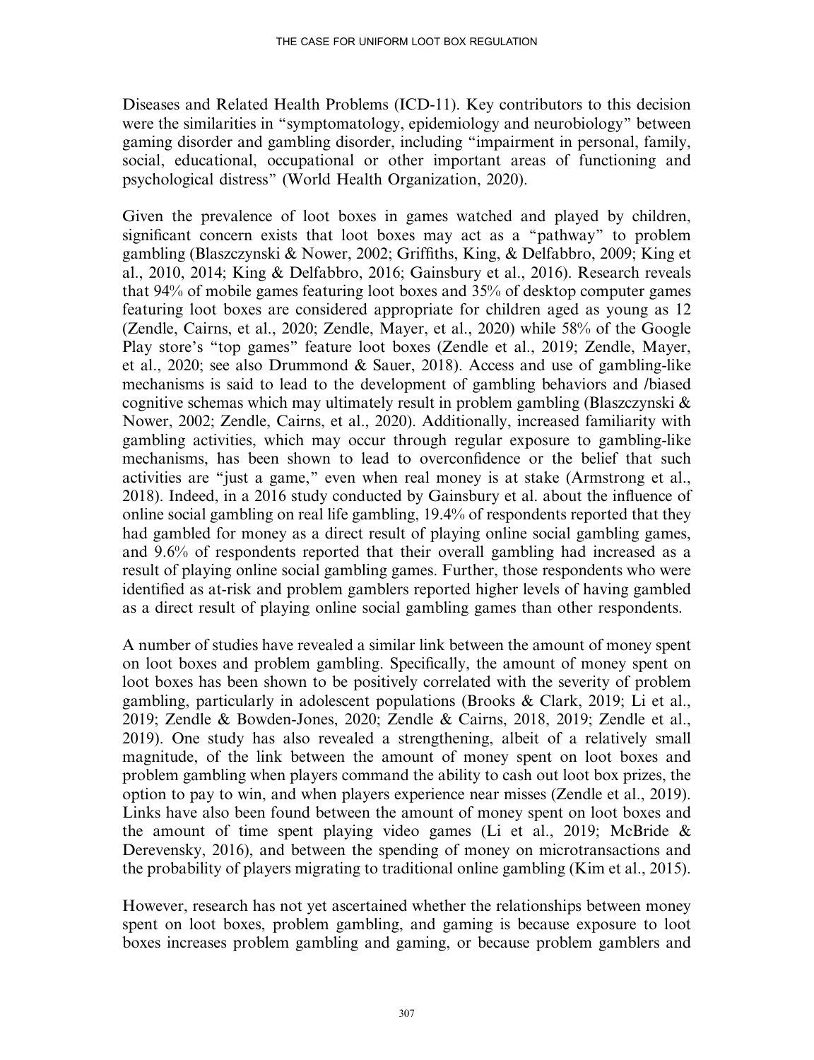Diseases and Related Health Problems (ICD-11). Key contributors to this decision were the similarities in "symptomatology, epidemiology and neurobiology" between gaming disorder and gambling disorder, including "impairment in personal, family, social, educational, occupational or other important areas of functioning and psychological distress" (World Health Organization, 2020).

Given the prevalence of loot boxes in games watched and played by children, significant concern exists that loot boxes may act as a "pathway" to problem gambling (Blaszczynski & Nower, 2002; Griffiths, King, & Delfabbro, 2009; King et al., 2010, 2014; King & Delfabbro, 2016; Gainsbury et al., 2016). Research reveals that 94% of mobile games featuring loot boxes and 35% of desktop computer games featuring loot boxes are considered appropriate for children aged as young as 12 (Zendle, Cairns, et al., 2020; Zendle, Mayer, et al., 2020) while 58% of the Google Play store's "top games" feature loot boxes (Zendle et al., 2019; Zendle, Mayer, et al., 2020; see also Drummond & Sauer, 2018). Access and use of gambling-like mechanisms is said to lead to the development of gambling behaviors and /biased cognitive schemas which may ultimately result in problem gambling (Blaszczynski & Nower, 2002; Zendle, Cairns, et al., 2020). Additionally, increased familiarity with gambling activities, which may occur through regular exposure to gambling-like mechanisms, has been shown to lead to overconfidence or the belief that such activities are "just a game," even when real money is at stake (Armstrong et al., 2018). Indeed, in a 2016 study conducted by Gainsbury et al. about the influence of online social gambling on real life gambling, 19.4% of respondents reported that they had gambled for money as a direct result of playing online social gambling games, and 9.6% of respondents reported that their overall gambling had increased as a result of playing online social gambling games. Further, those respondents who were identified as at-risk and problem gamblers reported higher levels of having gambled as a direct result of playing online social gambling games than other respondents.

A number of studies have revealed a similar link between the amount of money spent on loot boxes and problem gambling. Specifically, the amount of money spent on loot boxes has been shown to be positively correlated with the severity of problem gambling, particularly in adolescent populations (Brooks & Clark, 2019; Li et al., 2019; Zendle & Bowden-Jones, 2020; Zendle & Cairns, 2018, 2019; Zendle et al., 2019). One study has also revealed a strengthening, albeit of a relatively small magnitude, of the link between the amount of money spent on loot boxes and problem gambling when players command the ability to cash out loot box prizes, the option to pay to win, and when players experience near misses (Zendle et al., 2019). Links have also been found between the amount of money spent on loot boxes and the amount of time spent playing video games (Li et al., 2019; McBride & Derevensky, 2016), and between the spending of money on microtransactions and the probability of players migrating to traditional online gambling (Kim et al., 2015).

However, research has not yet ascertained whether the relationships between money spent on loot boxes, problem gambling, and gaming is because exposure to loot boxes increases problem gambling and gaming, or because problem gamblers and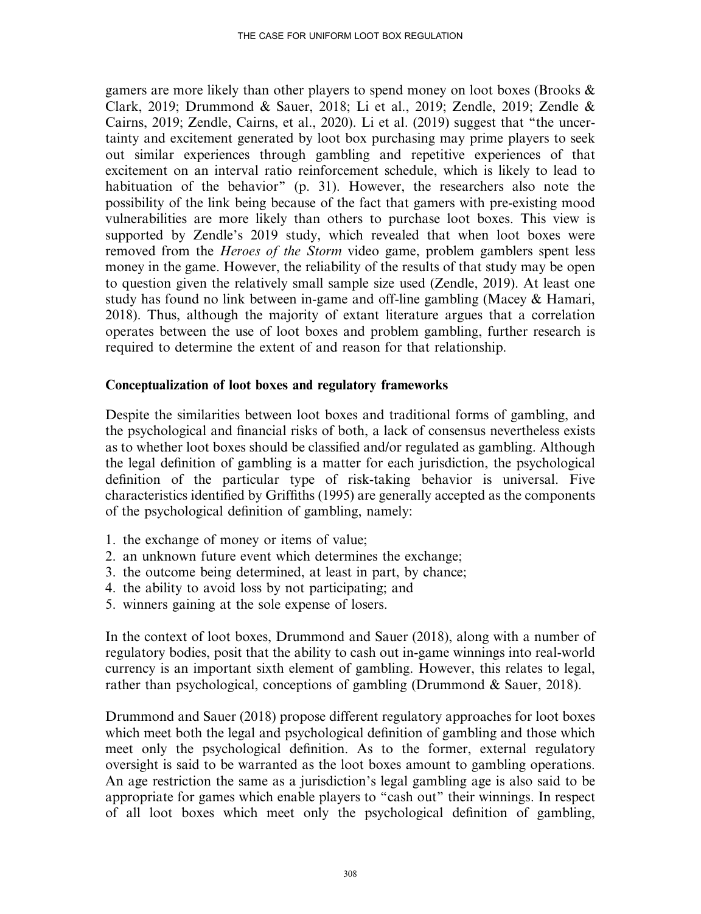gamers are more likely than other players to spend money on loot boxes (Brooks & Clark, 2019; Drummond & Sauer, 2018; Li et al., 2019; Zendle, 2019; Zendle & Cairns, 2019; Zendle, Cairns, et al., 2020). Li et al. (2019) suggest that "the uncertainty and excitement generated by loot box purchasing may prime players to seek out similar experiences through gambling and repetitive experiences of that excitement on an interval ratio reinforcement schedule, which is likely to lead to habituation of the behavior" (p. 31). However, the researchers also note the possibility of the link being because of the fact that gamers with pre-existing mood vulnerabilities are more likely than others to purchase loot boxes. This view is supported by Zendle's 2019 study, which revealed that when loot boxes were removed from the *Heroes of the Storm* video game, problem gamblers spent less money in the game. However, the reliability of the results of that study may be open to question given the relatively small sample size used (Zendle, 2019). At least one study has found no link between in-game and off-line gambling (Macey & Hamari, 2018). Thus, although the majority of extant literature argues that a correlation operates between the use of loot boxes and problem gambling, further research is required to determine the extent of and reason for that relationship.

## Conceptualization of loot boxes and regulatory frameworks

Despite the similarities between loot boxes and traditional forms of gambling, and the psychological and financial risks of both, a lack of consensus nevertheless exists as to whether loot boxes should be classified and/or regulated as gambling. Although the legal definition of gambling is a matter for each jurisdiction, the psychological definition of the particular type of risk-taking behavior is universal. Five characteristics identified by Griffiths (1995) are generally accepted as the components of the psychological definition of gambling, namely:

1. the exchange of money or items of value;
2. an unknown future event which determines the exchange;
3. the outcome being determined, at least in part, by chance;
4. the ability to avoid loss by not participating; and
5. winners gaining at the sole expense of losers.

In the context of loot boxes, Drummond and Sauer (2018), along with a number of regulatory bodies, posit that the ability to cash out in-game winnings into real-world currency is an important sixth element of gambling. However, this relates to legal, rather than psychological, conceptions of gambling (Drummond & Sauer, 2018).

Drummond and Sauer (2018) propose different regulatory approaches for loot boxes which meet both the legal and psychological definition of gambling and those which meet only the psychological definition. As to the former, external regulatory oversight is said to be warranted as the loot boxes amount to gambling operations. An age restriction the same as a jurisdiction's legal gambling age is also said to be appropriate for games which enable players to "cash out" their winnings. In respect of all loot boxes which meet only the psychological definition of gambling,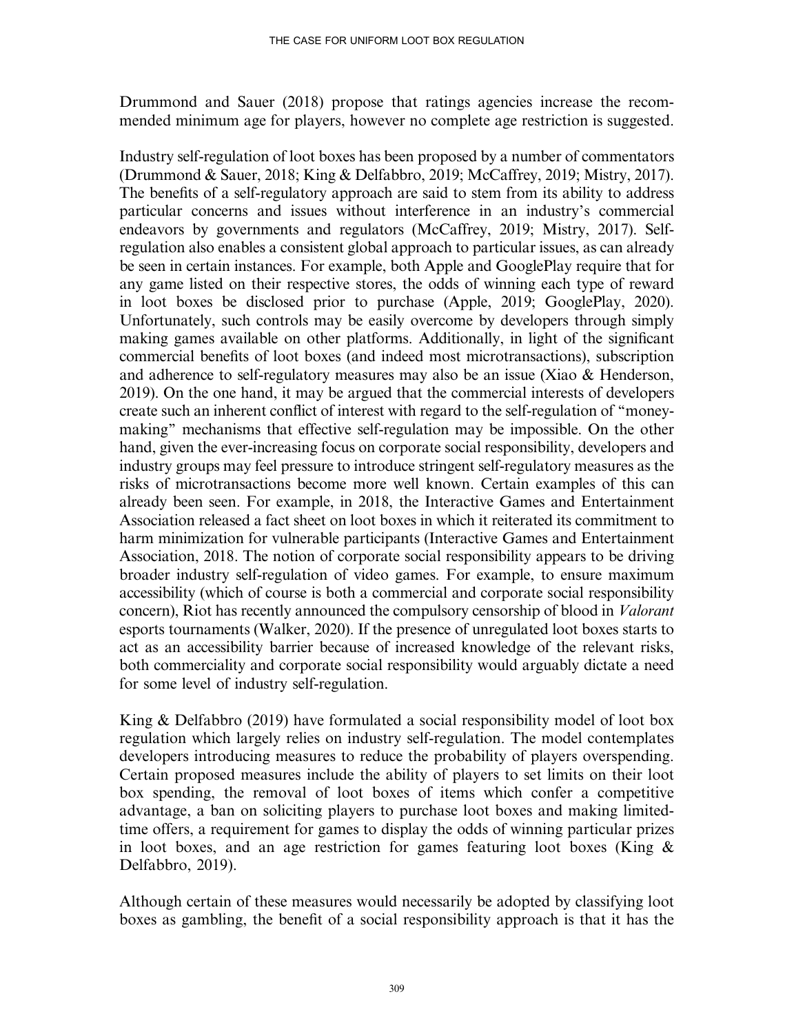Drummond and Sauer (2018) propose that ratings agencies increase the recommended minimum age for players, however no complete age restriction is suggested.

Industry self-regulation of loot boxes has been proposed by a number of commentators (Drummond & Sauer, 2018; King & Delfabbro, 2019; McCaffrey, 2019; Mistry, 2017). The benefits of a self-regulatory approach are said to stem from its ability to address particular concerns and issues without interference in an industry's commercial endeavors by governments and regulators (McCaffrey, 2019; Mistry, 2017). Self-regulation also enables a consistent global approach to particular issues, as can already be seen in certain instances. For example, both Apple and GooglePlay require that for any game listed on their respective stores, the odds of winning each type of reward in loot boxes be disclosed prior to purchase (Apple, 2019; GooglePlay, 2020). Unfortunately, such controls may be easily overcome by developers through simply making games available on other platforms. Additionally, in light of the significant commercial benefits of loot boxes (and indeed most microtransactions), subscription and adherence to self-regulatory measures may also be an issue (Xiao & Henderson, 2019). On the one hand, it may be argued that the commercial interests of developers create such an inherent conflict of interest with regard to the self-regulation of "money-making" mechanisms that effective self-regulation may be impossible. On the other hand, given the ever-increasing focus on corporate social responsibility, developers and industry groups may feel pressure to introduce stringent self-regulatory measures as the risks of microtransactions become more well known. Certain examples of this can already been seen. For example, in 2018, the Interactive Games and Entertainment Association released a fact sheet on loot boxes in which it reiterated its commitment to harm minimization for vulnerable participants (Interactive Games and Entertainment Association, 2018. The notion of corporate social responsibility appears to be driving broader industry self-regulation of video games. For example, to ensure maximum accessibility (which of course is both a commercial and corporate social responsibility concern), Riot has recently announced the compulsory censorship of blood in *Valorant* esports tournaments (Walker, 2020). If the presence of unregulated loot boxes starts to act as an accessibility barrier because of increased knowledge of the relevant risks, both commerciality and corporate social responsibility would arguably dictate a need for some level of industry self-regulation.

King & Delfabbro (2019) have formulated a social responsibility model of loot box regulation which largely relies on industry self-regulation. The model contemplates developers introducing measures to reduce the probability of players overspending. Certain proposed measures include the ability of players to set limits on their loot box spending, the removal of loot boxes of items which confer a competitive advantage, a ban on soliciting players to purchase loot boxes and making limited-time offers, a requirement for games to display the odds of winning particular prizes in loot boxes, and an age restriction for games featuring loot boxes (King & Delfabbro, 2019).

Although certain of these measures would necessarily be adopted by classifying loot boxes as gambling, the benefit of a social responsibility approach is that it has the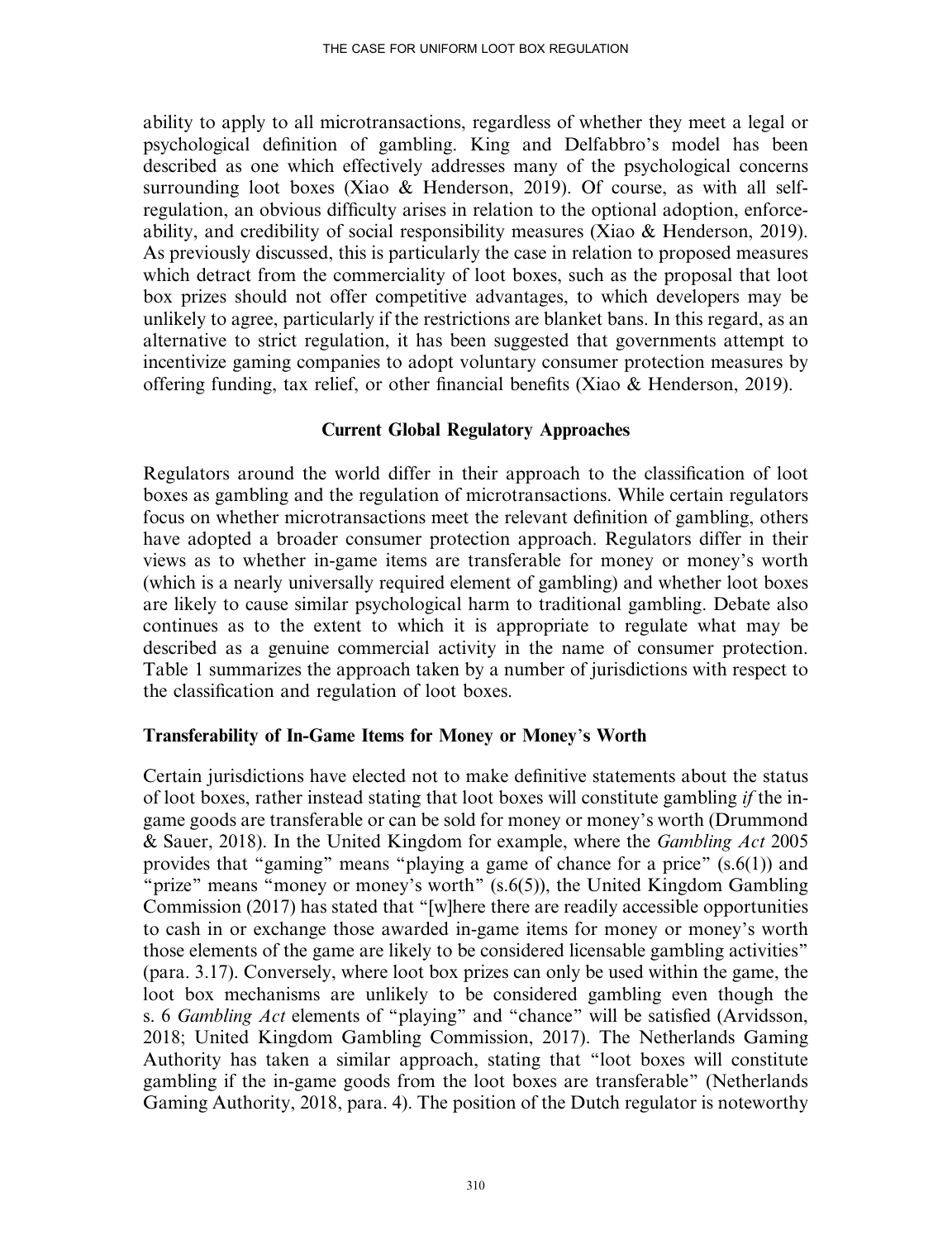ability to apply to all microtransactions, regardless of whether they meet a legal or psychological definition of gambling. King and Delfabbro's model has been described as one which effectively addresses many of the psychological concerns surrounding loot boxes (Xiao & Henderson, 2019). Of course, as with all self-regulation, an obvious difficulty arises in relation to the optional adoption, enforceability, and credibility of social responsibility measures (Xiao & Henderson, 2019). As previously discussed, this is particularly the case in relation to proposed measures which detract from the commerciality of loot boxes, such as the proposal that loot box prizes should not offer competitive advantages, to which developers may be unlikely to agree, particularly if the restrictions are blanket bans. In this regard, as an alternative to strict regulation, it has been suggested that governments attempt to incentivize gaming companies to adopt voluntary consumer protection measures by offering funding, tax relief, or other financial benefits (Xiao & Henderson, 2019).

## Current Global Regulatory Approaches

Regulators around the world differ in their approach to the classification of loot boxes as gambling and the regulation of microtransactions. While certain regulators focus on whether microtransactions meet the relevant definition of gambling, others have adopted a broader consumer protection approach. Regulators differ in their views as to whether in-game items are transferable for money or money's worth (which is a nearly universally required element of gambling) and whether loot boxes are likely to cause similar psychological harm to traditional gambling. Debate also continues as to the extent to which it is appropriate to regulate what may be described as a genuine commercial activity in the name of consumer protection. Table 1 summarizes the approach taken by a number of jurisdictions with respect to the classification and regulation of loot boxes.

### Transferability of In-Game Items for Money or Money's Worth

Certain jurisdictions have elected not to make definitive statements about the status of loot boxes, rather instead stating that loot boxes will constitute gambling *if* the in-game goods are transferable or can be sold for money or money's worth (Drummond & Sauer, 2018). In the United Kingdom for example, where the *Gambling Act* 2005 provides that "gaming" means "playing a game of chance for a price" (s.6(1)) and "prize" means "money or money's worth" (s.6(5)), the United Kingdom Gambling Commission (2017) has stated that "[w]here there are readily accessible opportunities to cash in or exchange those awarded in-game items for money or money's worth those elements of the game are likely to be considered licensable gambling activities" (para. 3.17). Conversely, where loot box prizes can only be used within the game, the loot box mechanisms are unlikely to be considered gambling even though the s. 6 *Gambling Act* elements of "playing" and "chance" will be satisfied (Arvidsson, 2018; United Kingdom Gambling Commission, 2017). The Netherlands Gaming Authority has taken a similar approach, stating that "loot boxes will constitute gambling if the in-game goods from the loot boxes are transferable" (Netherlands Gaming Authority, 2018, para. 4). The position of the Dutch regulator is noteworthy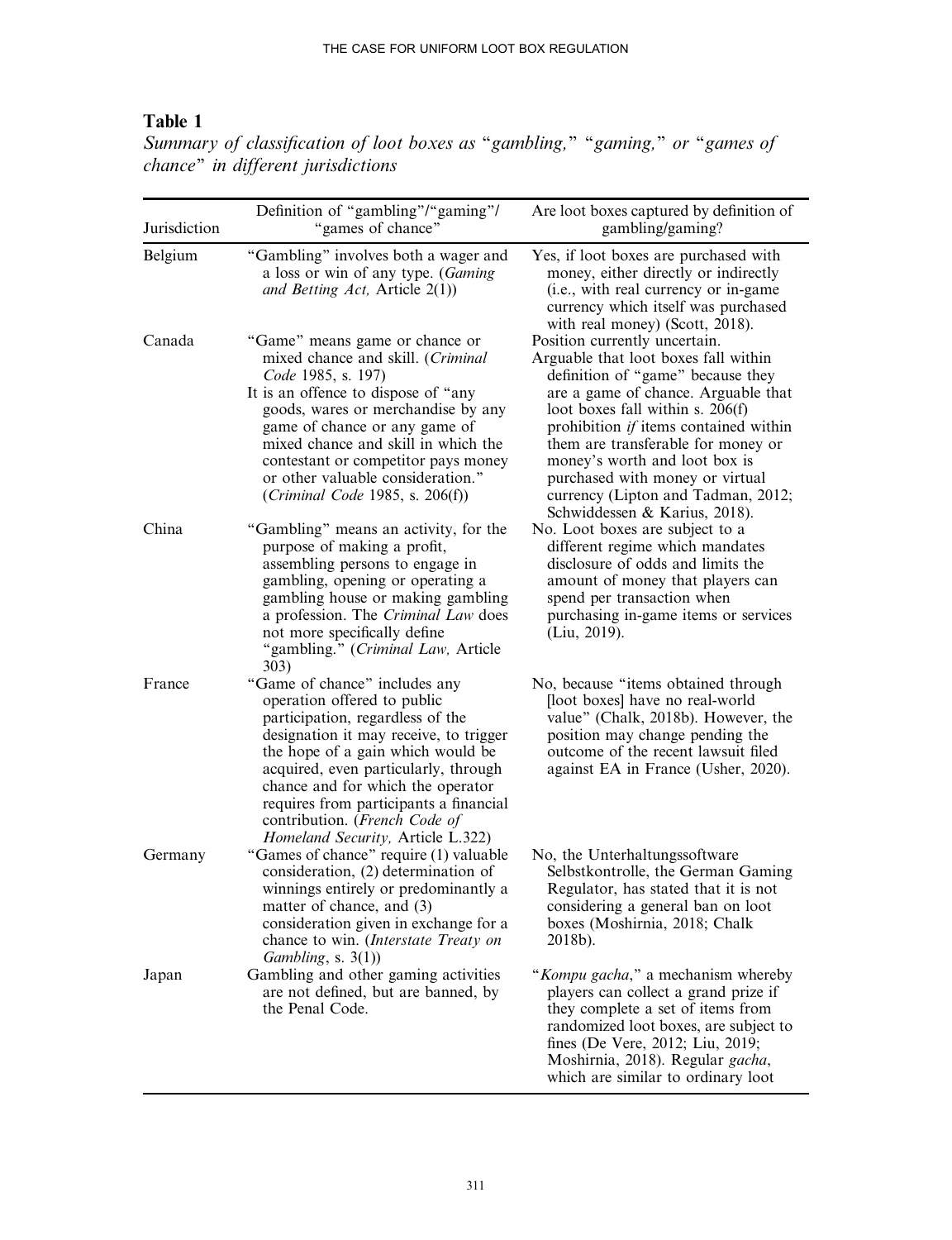**Table 1**

*Summary of classification of loot boxes as "gambling," "gaming," or "games of chance" in different jurisdictions*

| Jurisdiction | Definition of "gambling"/"gaming"/ "games of chance" | Are loot boxes captured by definition of gambling/gaming? |
|---|---|---|
| Belgium | "Gambling" involves both a wager and a loss or win of any type. (*Gaming and Betting Act,* Article 2(1)) | Yes, if loot boxes are purchased with money, either directly or indirectly (i.e., with real currency or in-game currency which itself was purchased with real money) (Scott, 2018). |
| Canada | "Game" means game or chance or mixed chance and skill. (*Criminal Code* 1985, s. 197)<br>It is an offence to dispose of "any goods, wares or merchandise by any game of chance or any game of mixed chance and skill in which the contestant or competitor pays money or other valuable consideration." (*Criminal Code* 1985, s. 206(f)) | Position currently uncertain.<br>Arguable that loot boxes fall within definition of "game" because they are a game of chance. Arguable that loot boxes fall within s. 206(f) prohibition *if* items contained within them are transferable for money or money's worth and loot box is purchased with money or virtual currency (Lipton and Tadman, 2012; Schwiddessen & Karius, 2018). |
| China | "Gambling" means an activity, for the purpose of making a profit, assembling persons to engage in gambling, opening or operating a gambling house or making gambling a profession. The *Criminal Law* does not more specifically define "gambling." (*Criminal Law,* Article 303) | No. Loot boxes are subject to a different regime which mandates disclosure of odds and limits the amount of money that players can spend per transaction when purchasing in-game items or services (Liu, 2019). |
| France | "Game of chance" includes any operation offered to public participation, regardless of the designation it may receive, to trigger the hope of a gain which would be acquired, even particularly, through chance and for which the operator requires from participants a financial contribution. (*French Code of Homeland Security,* Article L.322) | No, because "items obtained through [loot boxes] have no real-world value" (Chalk, 2018b). However, the position may change pending the outcome of the recent lawsuit filed against EA in France (Usher, 2020). |
| Germany | "Games of chance" require (1) valuable consideration, (2) determination of winnings entirely or predominantly a matter of chance, and (3) consideration given in exchange for a chance to win. (*Interstate Treaty on Gambling*, s. 3(1)) | No, the Unterhaltungssoftware Selbstkontrolle, the German Gaming Regulator, has stated that it is not considering a general ban on loot boxes (Moshirnia, 2018; Chalk 2018b). |
| Japan | Gambling and other gaming activities are not defined, but are banned, by the Penal Code. | "*Kompu gacha*," a mechanism whereby players can collect a grand prize if they complete a set of items from randomized loot boxes, are subject to fines (De Vere, 2012; Liu, 2019; Moshirnia, 2018). Regular *gacha*, which are similar to ordinary loot |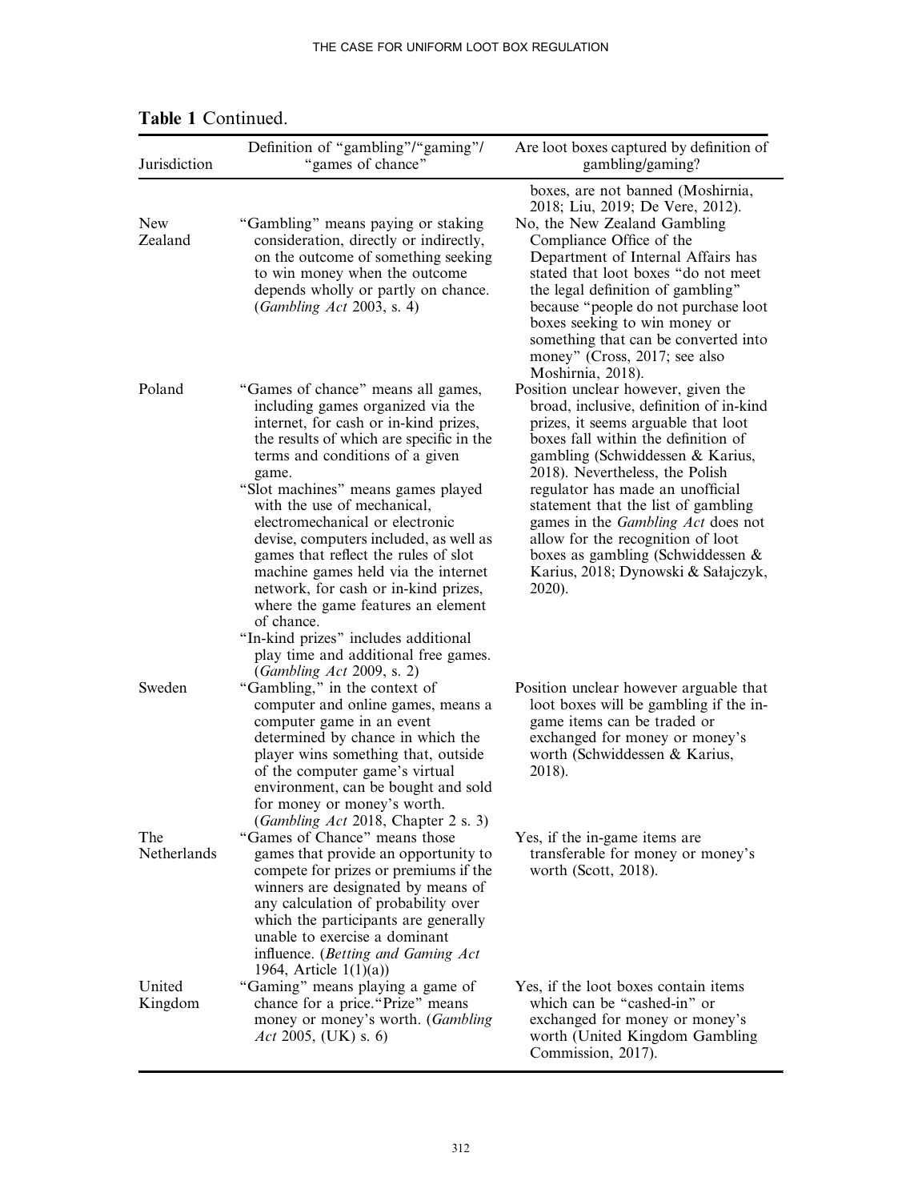**Table 1** Continued.

| Jurisdiction | Definition of "gambling"/"gaming"/ "games of chance" | Are loot boxes captured by definition of gambling/gaming? |
|---|---|---|
| | | boxes, are not banned (Moshirnia, 2018; Liu, 2019; De Vere, 2012). |
| New Zealand | "Gambling" means paying or staking consideration, directly or indirectly, on the outcome of something seeking to win money when the outcome depends wholly or partly on chance. (*Gambling Act* 2003, s. 4) | No, the New Zealand Gambling Compliance Office of the Department of Internal Affairs has stated that loot boxes "do not meet the legal definition of gambling" because "people do not purchase loot boxes seeking to win money or something that can be converted into money" (Cross, 2017; see also Moshirnia, 2018). |
| Poland | "Games of chance" means all games, including games organized via the internet, for cash or in-kind prizes, the results of which are specific in the terms and conditions of a given game. "Slot machines" means games played with the use of mechanical, electromechanical or electronic devise, computers included, as well as games that reflect the rules of slot machine games held via the internet network, for cash or in-kind prizes, where the game features an element of chance. "In-kind prizes" includes additional play time and additional free games. (*Gambling Act* 2009, s. 2) | Position unclear however, given the broad, inclusive, definition of in-kind prizes, it seems arguable that loot boxes fall within the definition of gambling (Schwiddessen & Karius, 2018). Nevertheless, the Polish regulator has made an unofficial statement that the list of gambling games in the *Gambling Act* does not allow for the recognition of loot boxes as gambling (Schwiddessen & Karius, 2018; Dynowski & Sałajczyk, 2020). |
| Sweden | "Gambling," in the context of computer and online games, means a computer game in an event determined by chance in which the player wins something that, outside of the computer game's virtual environment, can be bought and sold for money or money's worth. (*Gambling Act* 2018, Chapter 2 s. 3) | Position unclear however arguable that loot boxes will be gambling if the in-game items can be traded or exchanged for money or money's worth (Schwiddessen & Karius, 2018). |
| The Netherlands | "Games of Chance" means those games that provide an opportunity to compete for prizes or premiums if the winners are designated by means of any calculation of probability over which the participants are generally unable to exercise a dominant influence. (*Betting and Gaming Act* 1964, Article 1(1)(a)) | Yes, if the in-game items are transferable for money or money's worth (Scott, 2018). |
| United Kingdom | "Gaming" means playing a game of chance for a price."Prize" means money or money's worth. (*Gambling Act* 2005, (UK) s. 6) | Yes, if the loot boxes contain items which can be "cashed-in" or exchanged for money or money's worth (United Kingdom Gambling Commission, 2017). |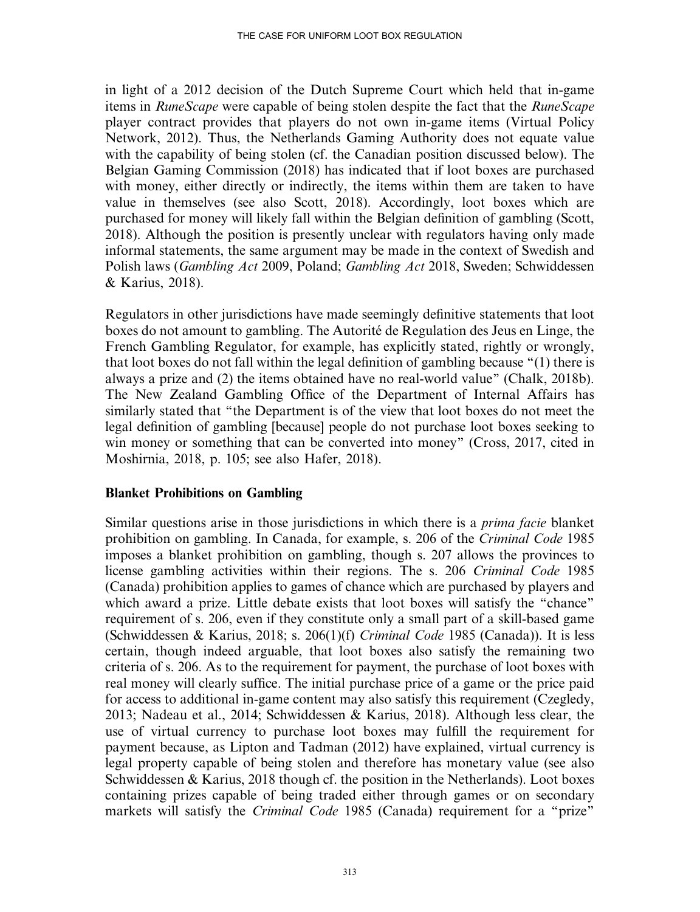in light of a 2012 decision of the Dutch Supreme Court which held that in-game items in *RuneScape* were capable of being stolen despite the fact that the *RuneScape* player contract provides that players do not own in-game items (Virtual Policy Network, 2012). Thus, the Netherlands Gaming Authority does not equate value with the capability of being stolen (cf. the Canadian position discussed below). The Belgian Gaming Commission (2018) has indicated that if loot boxes are purchased with money, either directly or indirectly, the items within them are taken to have value in themselves (see also Scott, 2018). Accordingly, loot boxes which are purchased for money will likely fall within the Belgian definition of gambling (Scott, 2018). Although the position is presently unclear with regulators having only made informal statements, the same argument may be made in the context of Swedish and Polish laws (*Gambling Act* 2009, Poland; *Gambling Act* 2018, Sweden; Schwiddessen & Karius, 2018).

Regulators in other jurisdictions have made seemingly definitive statements that loot boxes do not amount to gambling. The Autorité de Regulation des Jeus en Linge, the French Gambling Regulator, for example, has explicitly stated, rightly or wrongly, that loot boxes do not fall within the legal definition of gambling because "(1) there is always a prize and (2) the items obtained have no real-world value" (Chalk, 2018b). The New Zealand Gambling Office of the Department of Internal Affairs has similarly stated that "the Department is of the view that loot boxes do not meet the legal definition of gambling [because] people do not purchase loot boxes seeking to win money or something that can be converted into money" (Cross, 2017, cited in Moshirnia, 2018, p. 105; see also Hafer, 2018).

## Blanket Prohibitions on Gambling

Similar questions arise in those jurisdictions in which there is a *prima facie* blanket prohibition on gambling. In Canada, for example, s. 206 of the *Criminal Code* 1985 imposes a blanket prohibition on gambling, though s. 207 allows the provinces to license gambling activities within their regions. The s. 206 *Criminal Code* 1985 (Canada) prohibition applies to games of chance which are purchased by players and which award a prize. Little debate exists that loot boxes will satisfy the "chance" requirement of s. 206, even if they constitute only a small part of a skill-based game (Schwiddessen & Karius, 2018; s. 206(1)(f) *Criminal Code* 1985 (Canada)). It is less certain, though indeed arguable, that loot boxes also satisfy the remaining two criteria of s. 206. As to the requirement for payment, the purchase of loot boxes with real money will clearly suffice. The initial purchase price of a game or the price paid for access to additional in-game content may also satisfy this requirement (Czegledy, 2013; Nadeau et al., 2014; Schwiddessen & Karius, 2018). Although less clear, the use of virtual currency to purchase loot boxes may fulfill the requirement for payment because, as Lipton and Tadman (2012) have explained, virtual currency is legal property capable of being stolen and therefore has monetary value (see also Schwiddessen & Karius, 2018 though cf. the position in the Netherlands). Loot boxes containing prizes capable of being traded either through games or on secondary markets will satisfy the *Criminal Code* 1985 (Canada) requirement for a "prize"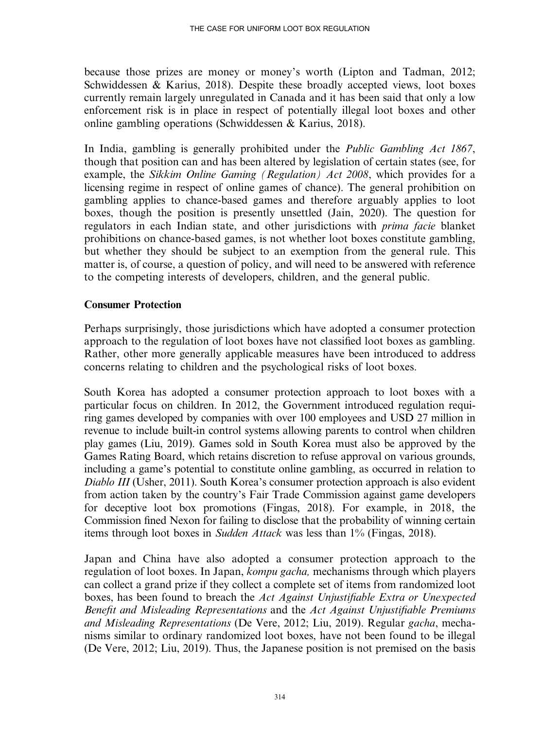because those prizes are money or money's worth (Lipton and Tadman, 2012; Schwiddessen & Karius, 2018). Despite these broadly accepted views, loot boxes currently remain largely unregulated in Canada and it has been said that only a low enforcement risk is in place in respect of potentially illegal loot boxes and other online gambling operations (Schwiddessen & Karius, 2018).

In India, gambling is generally prohibited under the *Public Gambling Act 1867*, though that position can and has been altered by legislation of certain states (see, for example, the *Sikkim Online Gaming (Regulation) Act 2008*, which provides for a licensing regime in respect of online games of chance). The general prohibition on gambling applies to chance-based games and therefore arguably applies to loot boxes, though the position is presently unsettled (Jain, 2020). The question for regulators in each Indian state, and other jurisdictions with *prima facie* blanket prohibitions on chance-based games, is not whether loot boxes constitute gambling, but whether they should be subject to an exemption from the general rule. This matter is, of course, a question of policy, and will need to be answered with reference to the competing interests of developers, children, and the general public.

## Consumer Protection

Perhaps surprisingly, those jurisdictions which have adopted a consumer protection approach to the regulation of loot boxes have not classified loot boxes as gambling. Rather, other more generally applicable measures have been introduced to address concerns relating to children and the psychological risks of loot boxes.

South Korea has adopted a consumer protection approach to loot boxes with a particular focus on children. In 2012, the Government introduced regulation requiring games developed by companies with over 100 employees and USD 27 million in revenue to include built-in control systems allowing parents to control when children play games (Liu, 2019). Games sold in South Korea must also be approved by the Games Rating Board, which retains discretion to refuse approval on various grounds, including a game's potential to constitute online gambling, as occurred in relation to *Diablo III* (Usher, 2011). South Korea's consumer protection approach is also evident from action taken by the country's Fair Trade Commission against game developers for deceptive loot box promotions (Fingas, 2018). For example, in 2018, the Commission fined Nexon for failing to disclose that the probability of winning certain items through loot boxes in *Sudden Attack* was less than 1% (Fingas, 2018).

Japan and China have also adopted a consumer protection approach to the regulation of loot boxes. In Japan, *kompu gacha,* mechanisms through which players can collect a grand prize if they collect a complete set of items from randomized loot boxes, has been found to breach the *Act Against Unjustifiable Extra or Unexpected Benefit and Misleading Representations* and the *Act Against Unjustifiable Premiums and Misleading Representations* (De Vere, 2012; Liu, 2019). Regular *gacha*, mechanisms similar to ordinary randomized loot boxes, have not been found to be illegal (De Vere, 2012; Liu, 2019). Thus, the Japanese position is not premised on the basis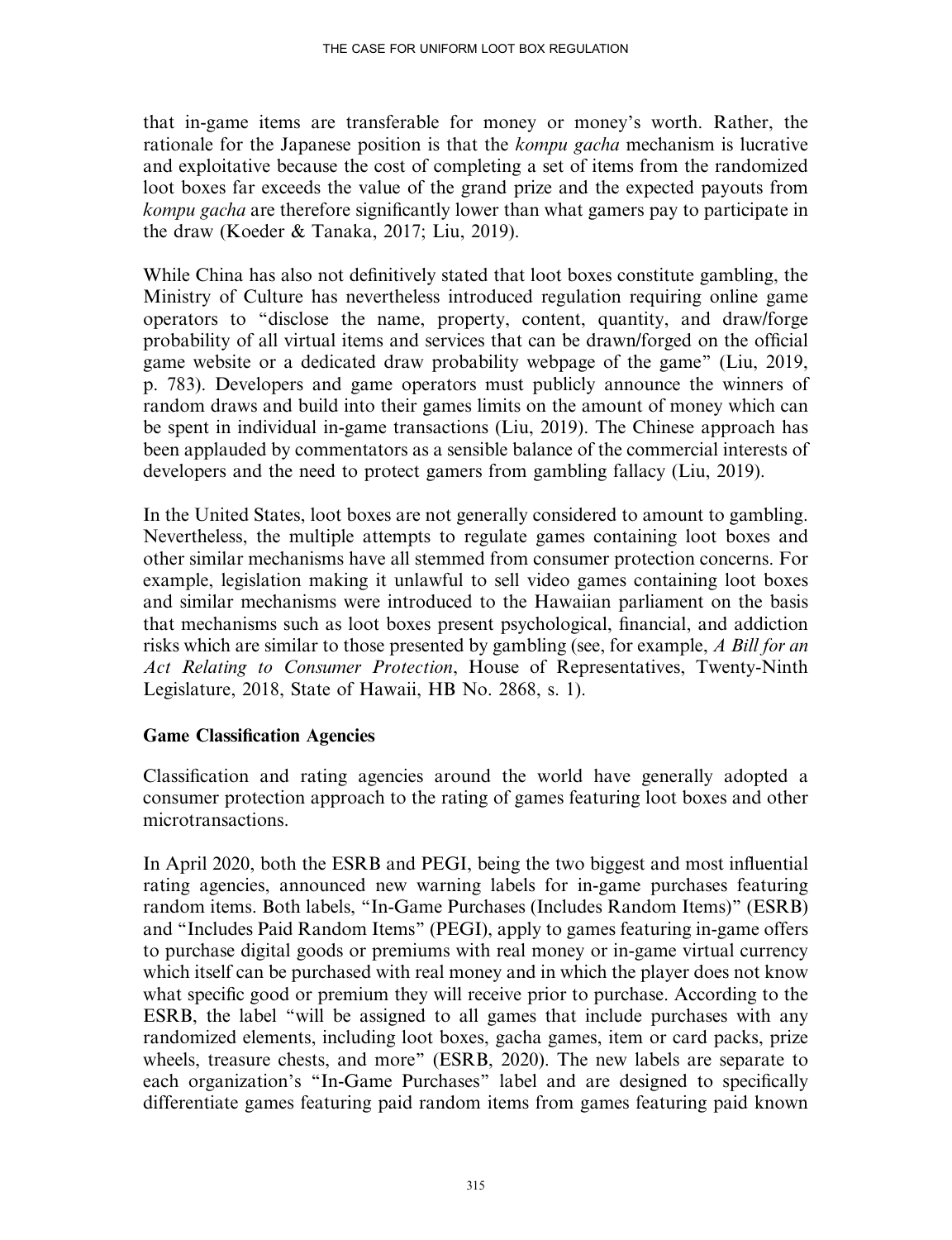that in-game items are transferable for money or money's worth. Rather, the rationale for the Japanese position is that the *kompu gacha* mechanism is lucrative and exploitative because the cost of completing a set of items from the randomized loot boxes far exceeds the value of the grand prize and the expected payouts from *kompu gacha* are therefore significantly lower than what gamers pay to participate in the draw (Koeder & Tanaka, 2017; Liu, 2019).

While China has also not definitively stated that loot boxes constitute gambling, the Ministry of Culture has nevertheless introduced regulation requiring online game operators to "disclose the name, property, content, quantity, and draw/forge probability of all virtual items and services that can be drawn/forged on the official game website or a dedicated draw probability webpage of the game" (Liu, 2019, p. 783). Developers and game operators must publicly announce the winners of random draws and build into their games limits on the amount of money which can be spent in individual in-game transactions (Liu, 2019). The Chinese approach has been applauded by commentators as a sensible balance of the commercial interests of developers and the need to protect gamers from gambling fallacy (Liu, 2019).

In the United States, loot boxes are not generally considered to amount to gambling. Nevertheless, the multiple attempts to regulate games containing loot boxes and other similar mechanisms have all stemmed from consumer protection concerns. For example, legislation making it unlawful to sell video games containing loot boxes and similar mechanisms were introduced to the Hawaiian parliament on the basis that mechanisms such as loot boxes present psychological, financial, and addiction risks which are similar to those presented by gambling (see, for example, *A Bill for an Act Relating to Consumer Protection*, House of Representatives, Twenty-Ninth Legislature, 2018, State of Hawaii, HB No. 2868, s. 1).

## Game Classification Agencies

Classification and rating agencies around the world have generally adopted a consumer protection approach to the rating of games featuring loot boxes and other microtransactions.

In April 2020, both the ESRB and PEGI, being the two biggest and most influential rating agencies, announced new warning labels for in-game purchases featuring random items. Both labels, "In-Game Purchases (Includes Random Items)" (ESRB) and "Includes Paid Random Items" (PEGI), apply to games featuring in-game offers to purchase digital goods or premiums with real money or in-game virtual currency which itself can be purchased with real money and in which the player does not know what specific good or premium they will receive prior to purchase. According to the ESRB, the label "will be assigned to all games that include purchases with any randomized elements, including loot boxes, gacha games, item or card packs, prize wheels, treasure chests, and more" (ESRB, 2020). The new labels are separate to each organization's "In-Game Purchases" label and are designed to specifically differentiate games featuring paid random items from games featuring paid known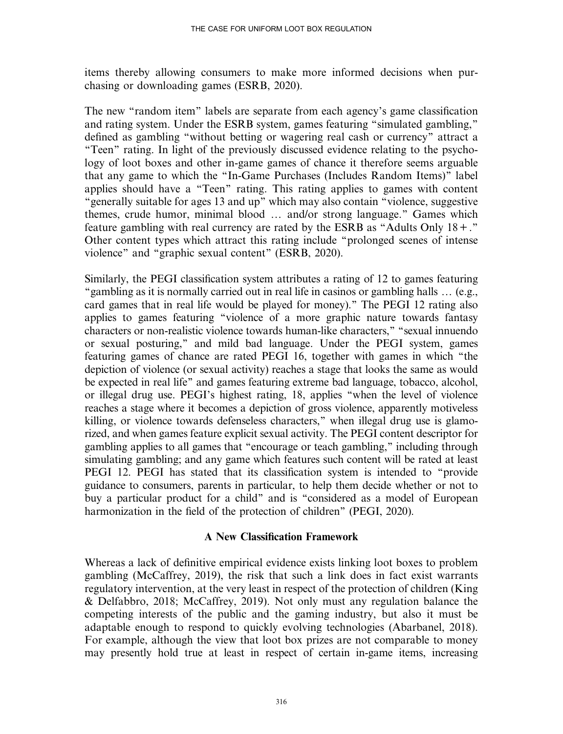items thereby allowing consumers to make more informed decisions when purchasing or downloading games (ESRB, 2020).

The new "random item" labels are separate from each agency's game classification and rating system. Under the ESRB system, games featuring "simulated gambling," defined as gambling "without betting or wagering real cash or currency" attract a "Teen" rating. In light of the previously discussed evidence relating to the psychology of loot boxes and other in-game games of chance it therefore seems arguable that any game to which the "In-Game Purchases (Includes Random Items)" label applies should have a "Teen" rating. This rating applies to games with content "generally suitable for ages 13 and up" which may also contain "violence, suggestive themes, crude humor, minimal blood … and/or strong language." Games which feature gambling with real currency are rated by the ESRB as "Adults Only 18+." Other content types which attract this rating include "prolonged scenes of intense violence" and "graphic sexual content" (ESRB, 2020).

Similarly, the PEGI classification system attributes a rating of 12 to games featuring "gambling as it is normally carried out in real life in casinos or gambling halls … (e.g., card games that in real life would be played for money)." The PEGI 12 rating also applies to games featuring "violence of a more graphic nature towards fantasy characters or non-realistic violence towards human-like characters," "sexual innuendo or sexual posturing," and mild bad language. Under the PEGI system, games featuring games of chance are rated PEGI 16, together with games in which "the depiction of violence (or sexual activity) reaches a stage that looks the same as would be expected in real life" and games featuring extreme bad language, tobacco, alcohol, or illegal drug use. PEGI's highest rating, 18, applies "when the level of violence reaches a stage where it becomes a depiction of gross violence, apparently motiveless killing, or violence towards defenseless characters," when illegal drug use is glamorized, and when games feature explicit sexual activity. The PEGI content descriptor for gambling applies to all games that "encourage or teach gambling," including through simulating gambling; and any game which features such content will be rated at least PEGI 12. PEGI has stated that its classification system is intended to "provide guidance to consumers, parents in particular, to help them decide whether or not to buy a particular product for a child" and is "considered as a model of European harmonization in the field of the protection of children" (PEGI, 2020).

## A New Classification Framework

Whereas a lack of definitive empirical evidence exists linking loot boxes to problem gambling (McCaffrey, 2019), the risk that such a link does in fact exist warrants regulatory intervention, at the very least in respect of the protection of children (King & Delfabbro, 2018; McCaffrey, 2019). Not only must any regulation balance the competing interests of the public and the gaming industry, but also it must be adaptable enough to respond to quickly evolving technologies (Abarbanel, 2018). For example, although the view that loot box prizes are not comparable to money may presently hold true at least in respect of certain in-game items, increasing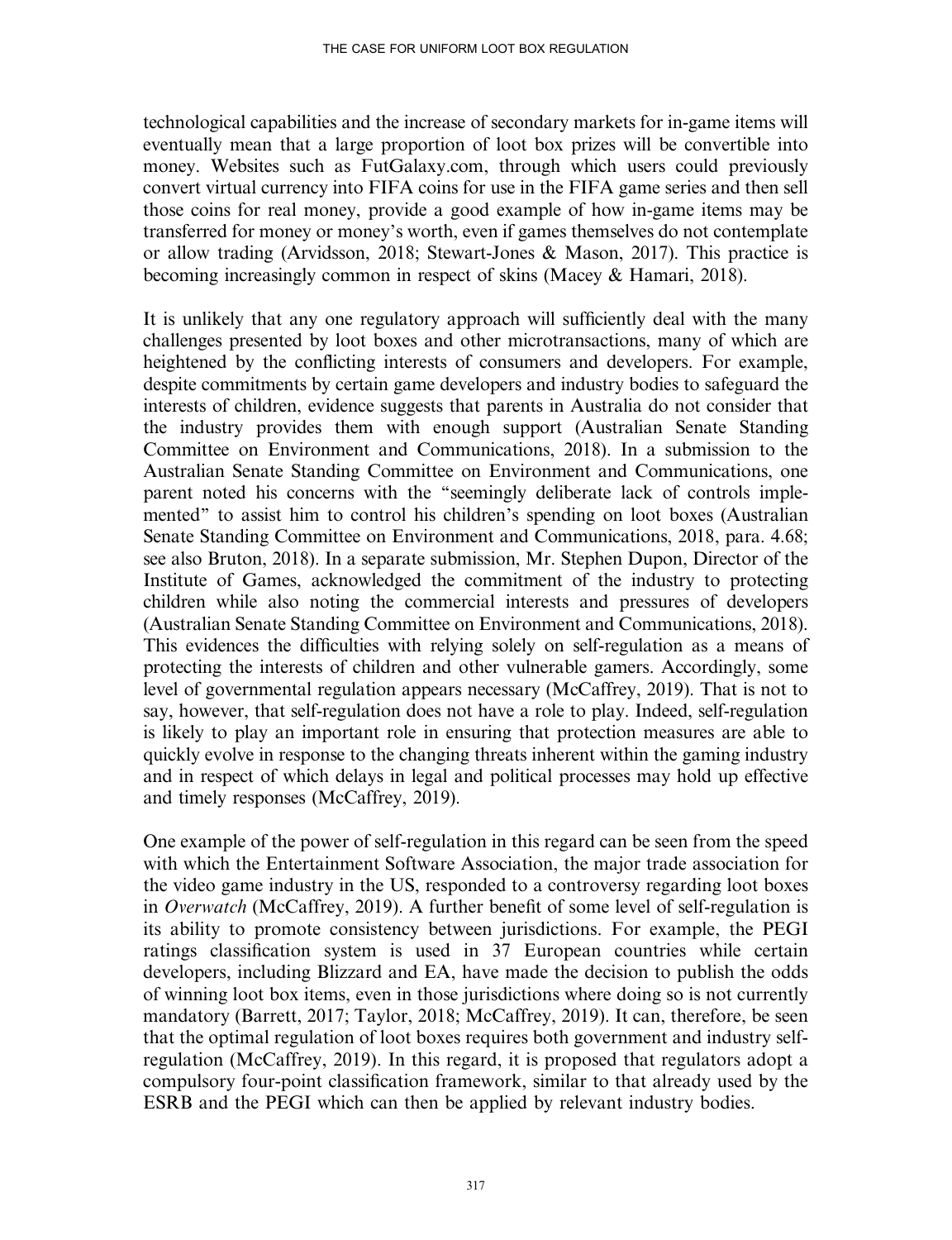technological capabilities and the increase of secondary markets for in-game items will eventually mean that a large proportion of loot box prizes will be convertible into money. Websites such as FutGalaxy.com, through which users could previously convert virtual currency into FIFA coins for use in the FIFA game series and then sell those coins for real money, provide a good example of how in-game items may be transferred for money or money's worth, even if games themselves do not contemplate or allow trading (Arvidsson, 2018; Stewart-Jones & Mason, 2017). This practice is becoming increasingly common in respect of skins (Macey & Hamari, 2018).

It is unlikely that any one regulatory approach will sufficiently deal with the many challenges presented by loot boxes and other microtransactions, many of which are heightened by the conflicting interests of consumers and developers. For example, despite commitments by certain game developers and industry bodies to safeguard the interests of children, evidence suggests that parents in Australia do not consider that the industry provides them with enough support (Australian Senate Standing Committee on Environment and Communications, 2018). In a submission to the Australian Senate Standing Committee on Environment and Communications, one parent noted his concerns with the "seemingly deliberate lack of controls implemented" to assist him to control his children's spending on loot boxes (Australian Senate Standing Committee on Environment and Communications, 2018, para. 4.68; see also Bruton, 2018). In a separate submission, Mr. Stephen Dupon, Director of the Institute of Games, acknowledged the commitment of the industry to protecting children while also noting the commercial interests and pressures of developers (Australian Senate Standing Committee on Environment and Communications, 2018). This evidences the difficulties with relying solely on self-regulation as a means of protecting the interests of children and other vulnerable gamers. Accordingly, some level of governmental regulation appears necessary (McCaffrey, 2019). That is not to say, however, that self-regulation does not have a role to play. Indeed, self-regulation is likely to play an important role in ensuring that protection measures are able to quickly evolve in response to the changing threats inherent within the gaming industry and in respect of which delays in legal and political processes may hold up effective and timely responses (McCaffrey, 2019).

One example of the power of self-regulation in this regard can be seen from the speed with which the Entertainment Software Association, the major trade association for the video game industry in the US, responded to a controversy regarding loot boxes in *Overwatch* (McCaffrey, 2019). A further benefit of some level of self-regulation is its ability to promote consistency between jurisdictions. For example, the PEGI ratings classification system is used in 37 European countries while certain developers, including Blizzard and EA, have made the decision to publish the odds of winning loot box items, even in those jurisdictions where doing so is not currently mandatory (Barrett, 2017; Taylor, 2018; McCaffrey, 2019). It can, therefore, be seen that the optimal regulation of loot boxes requires both government and industry self-regulation (McCaffrey, 2019). In this regard, it is proposed that regulators adopt a compulsory four-point classification framework, similar to that already used by the ESRB and the PEGI which can then be applied by relevant industry bodies.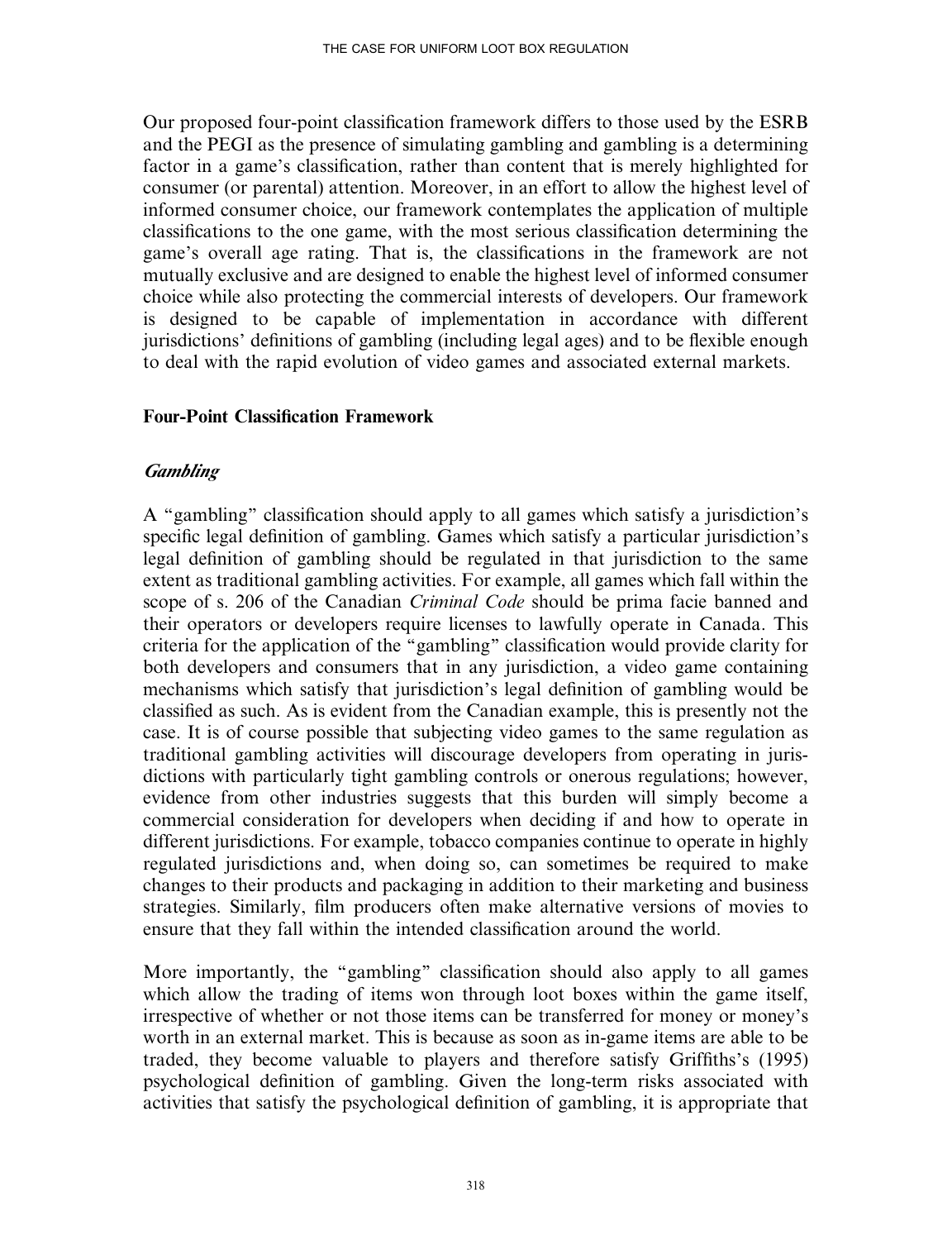Our proposed four-point classification framework differs to those used by the ESRB and the PEGI as the presence of simulating gambling and gambling is a determining factor in a game's classification, rather than content that is merely highlighted for consumer (or parental) attention. Moreover, in an effort to allow the highest level of informed consumer choice, our framework contemplates the application of multiple classifications to the one game, with the most serious classification determining the game's overall age rating. That is, the classifications in the framework are not mutually exclusive and are designed to enable the highest level of informed consumer choice while also protecting the commercial interests of developers. Our framework is designed to be capable of implementation in accordance with different jurisdictions' definitions of gambling (including legal ages) and to be flexible enough to deal with the rapid evolution of video games and associated external markets.

## Four-Point Classification Framework

### *Gambling*

A "gambling" classification should apply to all games which satisfy a jurisdiction's specific legal definition of gambling. Games which satisfy a particular jurisdiction's legal definition of gambling should be regulated in that jurisdiction to the same extent as traditional gambling activities. For example, all games which fall within the scope of s. 206 of the Canadian *Criminal Code* should be prima facie banned and their operators or developers require licenses to lawfully operate in Canada. This criteria for the application of the "gambling" classification would provide clarity for both developers and consumers that in any jurisdiction, a video game containing mechanisms which satisfy that jurisdiction's legal definition of gambling would be classified as such. As is evident from the Canadian example, this is presently not the case. It is of course possible that subjecting video games to the same regulation as traditional gambling activities will discourage developers from operating in jurisdictions with particularly tight gambling controls or onerous regulations; however, evidence from other industries suggests that this burden will simply become a commercial consideration for developers when deciding if and how to operate in different jurisdictions. For example, tobacco companies continue to operate in highly regulated jurisdictions and, when doing so, can sometimes be required to make changes to their products and packaging in addition to their marketing and business strategies. Similarly, film producers often make alternative versions of movies to ensure that they fall within the intended classification around the world.

More importantly, the "gambling" classification should also apply to all games which allow the trading of items won through loot boxes within the game itself, irrespective of whether or not those items can be transferred for money or money's worth in an external market. This is because as soon as in-game items are able to be traded, they become valuable to players and therefore satisfy Griffiths's (1995) psychological definition of gambling. Given the long-term risks associated with activities that satisfy the psychological definition of gambling, it is appropriate that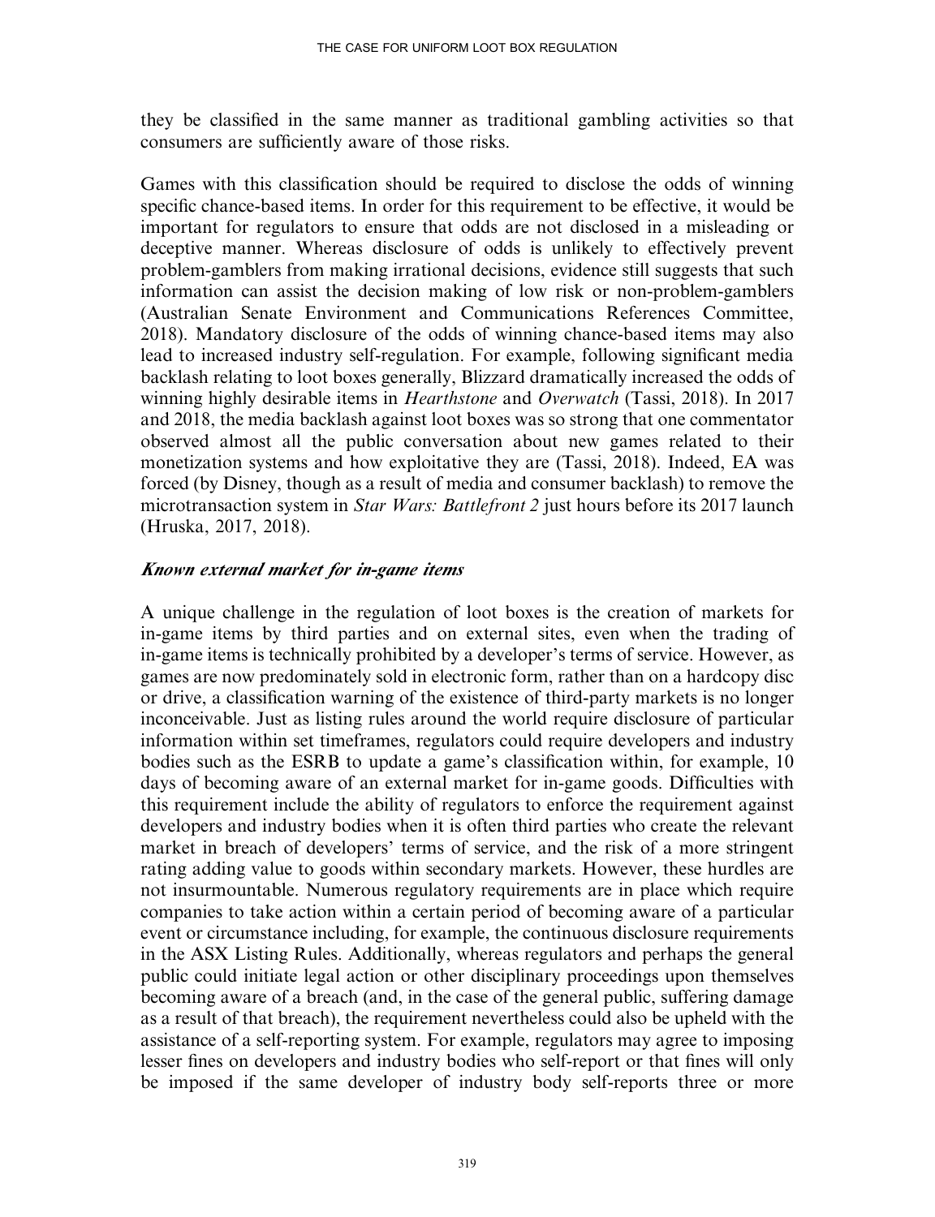they be classified in the same manner as traditional gambling activities so that consumers are sufficiently aware of those risks.

Games with this classification should be required to disclose the odds of winning specific chance-based items. In order for this requirement to be effective, it would be important for regulators to ensure that odds are not disclosed in a misleading or deceptive manner. Whereas disclosure of odds is unlikely to effectively prevent problem-gamblers from making irrational decisions, evidence still suggests that such information can assist the decision making of low risk or non-problem-gamblers (Australian Senate Environment and Communications References Committee, 2018). Mandatory disclosure of the odds of winning chance-based items may also lead to increased industry self-regulation. For example, following significant media backlash relating to loot boxes generally, Blizzard dramatically increased the odds of winning highly desirable items in *Hearthstone* and *Overwatch* (Tassi, 2018). In 2017 and 2018, the media backlash against loot boxes was so strong that one commentator observed almost all the public conversation about new games related to their monetization systems and how exploitative they are (Tassi, 2018). Indeed, EA was forced (by Disney, though as a result of media and consumer backlash) to remove the microtransaction system in *Star Wars: Battlefront 2* just hours before its 2017 launch (Hruska, 2017, 2018).

### *Known external market for in-game items*

A unique challenge in the regulation of loot boxes is the creation of markets for in-game items by third parties and on external sites, even when the trading of in-game items is technically prohibited by a developer's terms of service. However, as games are now predominately sold in electronic form, rather than on a hardcopy disc or drive, a classification warning of the existence of third-party markets is no longer inconceivable. Just as listing rules around the world require disclosure of particular information within set timeframes, regulators could require developers and industry bodies such as the ESRB to update a game's classification within, for example, 10 days of becoming aware of an external market for in-game goods. Difficulties with this requirement include the ability of regulators to enforce the requirement against developers and industry bodies when it is often third parties who create the relevant market in breach of developers' terms of service, and the risk of a more stringent rating adding value to goods within secondary markets. However, these hurdles are not insurmountable. Numerous regulatory requirements are in place which require companies to take action within a certain period of becoming aware of a particular event or circumstance including, for example, the continuous disclosure requirements in the ASX Listing Rules. Additionally, whereas regulators and perhaps the general public could initiate legal action or other disciplinary proceedings upon themselves becoming aware of a breach (and, in the case of the general public, suffering damage as a result of that breach), the requirement nevertheless could also be upheld with the assistance of a self-reporting system. For example, regulators may agree to imposing lesser fines on developers and industry bodies who self-report or that fines will only be imposed if the same developer of industry body self-reports three or more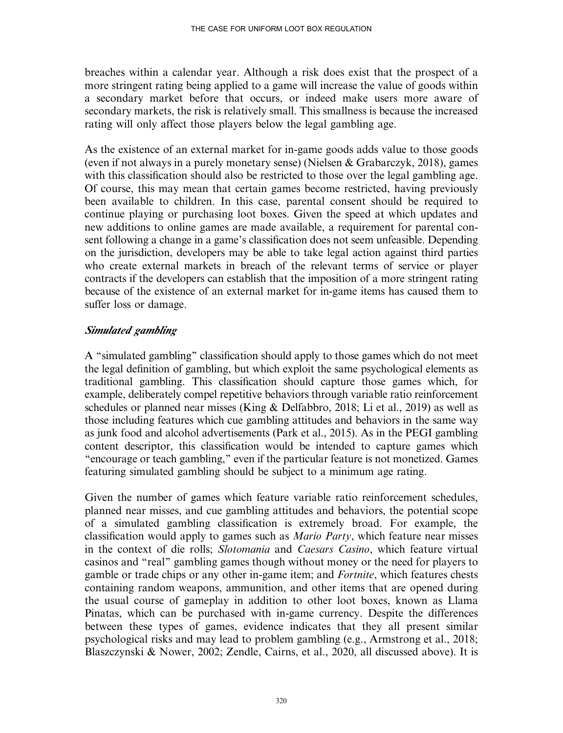breaches within a calendar year. Although a risk does exist that the prospect of a more stringent rating being applied to a game will increase the value of goods within a secondary market before that occurs, or indeed make users more aware of secondary markets, the risk is relatively small. This smallness is because the increased rating will only affect those players below the legal gambling age.

As the existence of an external market for in-game goods adds value to those goods (even if not always in a purely monetary sense) (Nielsen & Grabarczyk, 2018), games with this classification should also be restricted to those over the legal gambling age. Of course, this may mean that certain games become restricted, having previously been available to children. In this case, parental consent should be required to continue playing or purchasing loot boxes. Given the speed at which updates and new additions to online games are made available, a requirement for parental consent following a change in a game's classification does not seem unfeasible. Depending on the jurisdiction, developers may be able to take legal action against third parties who create external markets in breach of the relevant terms of service or player contracts if the developers can establish that the imposition of a more stringent rating because of the existence of an external market for in-game items has caused them to suffer loss or damage.

### *Simulated gambling*

A "simulated gambling" classification should apply to those games which do not meet the legal definition of gambling, but which exploit the same psychological elements as traditional gambling. This classification should capture those games which, for example, deliberately compel repetitive behaviors through variable ratio reinforcement schedules or planned near misses (King & Delfabbro, 2018; Li et al., 2019) as well as those including features which cue gambling attitudes and behaviors in the same way as junk food and alcohol advertisements (Park et al., 2015). As in the PEGI gambling content descriptor, this classification would be intended to capture games which "encourage or teach gambling," even if the particular feature is not monetized. Games featuring simulated gambling should be subject to a minimum age rating.

Given the number of games which feature variable ratio reinforcement schedules, planned near misses, and cue gambling attitudes and behaviors, the potential scope of a simulated gambling classification is extremely broad. For example, the classification would apply to games such as *Mario Party*, which feature near misses in the context of die rolls; *Slotomania* and *Caesars Casino*, which feature virtual casinos and "real" gambling games though without money or the need for players to gamble or trade chips or any other in-game item; and *Fortnite*, which features chests containing random weapons, ammunition, and other items that are opened during the usual course of gameplay in addition to other loot boxes, known as Llama Pinatas, which can be purchased with in-game currency. Despite the differences between these types of games, evidence indicates that they all present similar psychological risks and may lead to problem gambling (e.g., Armstrong et al., 2018; Blaszczynski & Nower, 2002; Zendle, Cairns, et al., 2020, all discussed above). It is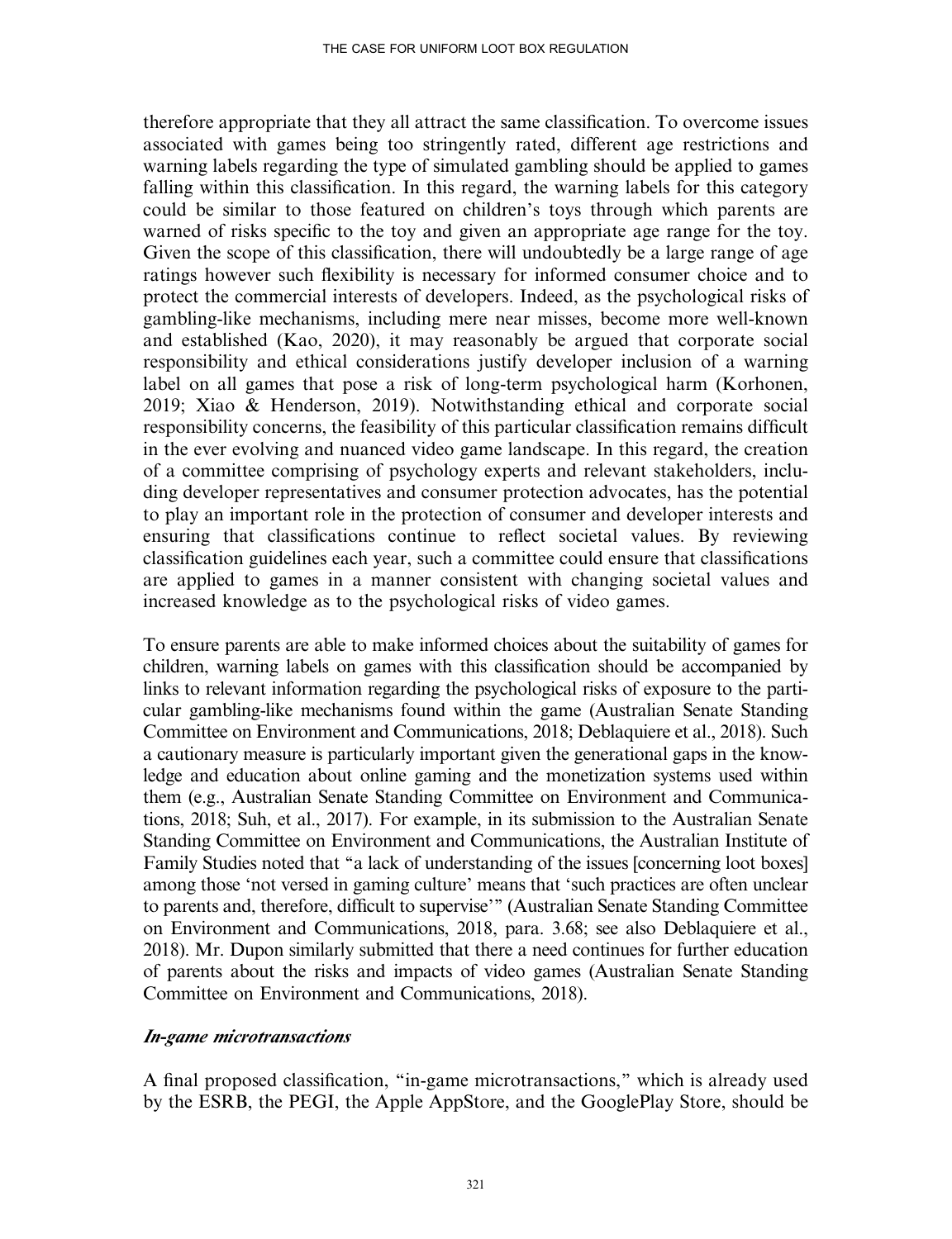therefore appropriate that they all attract the same classification. To overcome issues associated with games being too stringently rated, different age restrictions and warning labels regarding the type of simulated gambling should be applied to games falling within this classification. In this regard, the warning labels for this category could be similar to those featured on children's toys through which parents are warned of risks specific to the toy and given an appropriate age range for the toy. Given the scope of this classification, there will undoubtedly be a large range of age ratings however such flexibility is necessary for informed consumer choice and to protect the commercial interests of developers. Indeed, as the psychological risks of gambling-like mechanisms, including mere near misses, become more well-known and established (Kao, 2020), it may reasonably be argued that corporate social responsibility and ethical considerations justify developer inclusion of a warning label on all games that pose a risk of long-term psychological harm (Korhonen, 2019; Xiao & Henderson, 2019). Notwithstanding ethical and corporate social responsibility concerns, the feasibility of this particular classification remains difficult in the ever evolving and nuanced video game landscape. In this regard, the creation of a committee comprising of psychology experts and relevant stakeholders, including developer representatives and consumer protection advocates, has the potential to play an important role in the protection of consumer and developer interests and ensuring that classifications continue to reflect societal values. By reviewing classification guidelines each year, such a committee could ensure that classifications are applied to games in a manner consistent with changing societal values and increased knowledge as to the psychological risks of video games.

To ensure parents are able to make informed choices about the suitability of games for children, warning labels on games with this classification should be accompanied by links to relevant information regarding the psychological risks of exposure to the particular gambling-like mechanisms found within the game (Australian Senate Standing Committee on Environment and Communications, 2018; Deblaquiere et al., 2018). Such a cautionary measure is particularly important given the generational gaps in the knowledge and education about online gaming and the monetization systems used within them (e.g., Australian Senate Standing Committee on Environment and Communications, 2018; Suh, et al., 2017). For example, in its submission to the Australian Senate Standing Committee on Environment and Communications, the Australian Institute of Family Studies noted that "a lack of understanding of the issues [concerning loot boxes] among those 'not versed in gaming culture' means that 'such practices are often unclear to parents and, therefore, difficult to supervise'" (Australian Senate Standing Committee on Environment and Communications, 2018, para. 3.68; see also Deblaquiere et al., 2018). Mr. Dupon similarly submitted that there a need continues for further education of parents about the risks and impacts of video games (Australian Senate Standing Committee on Environment and Communications, 2018).

### *In-game microtransactions*

A final proposed classification, "in-game microtransactions," which is already used by the ESRB, the PEGI, the Apple AppStore, and the GooglePlay Store, should be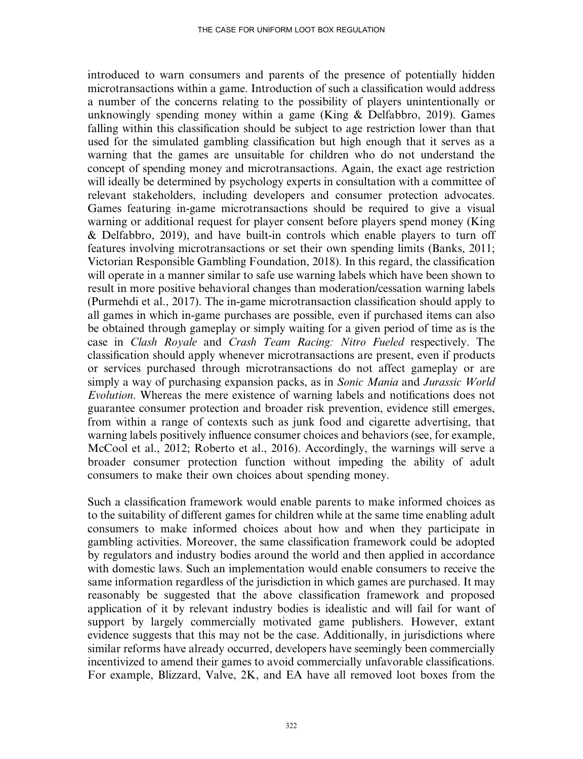introduced to warn consumers and parents of the presence of potentially hidden microtransactions within a game. Introduction of such a classification would address a number of the concerns relating to the possibility of players unintentionally or unknowingly spending money within a game (King & Delfabbro, 2019). Games falling within this classification should be subject to age restriction lower than that used for the simulated gambling classification but high enough that it serves as a warning that the games are unsuitable for children who do not understand the concept of spending money and microtransactions. Again, the exact age restriction will ideally be determined by psychology experts in consultation with a committee of relevant stakeholders, including developers and consumer protection advocates. Games featuring in-game microtransactions should be required to give a visual warning or additional request for player consent before players spend money (King & Delfabbro, 2019), and have built-in controls which enable players to turn off features involving microtransactions or set their own spending limits (Banks, 2011; Victorian Responsible Gambling Foundation, 2018). In this regard, the classification will operate in a manner similar to safe use warning labels which have been shown to result in more positive behavioral changes than moderation/cessation warning labels (Purmehdi et al., 2017). The in-game microtransaction classification should apply to all games in which in-game purchases are possible, even if purchased items can also be obtained through gameplay or simply waiting for a given period of time as is the case in *Clash Royale* and *Crash Team Racing: Nitro Fueled* respectively. The classification should apply whenever microtransactions are present, even if products or services purchased through microtransactions do not affect gameplay or are simply a way of purchasing expansion packs, as in *Sonic Mania* and *Jurassic World Evolution*. Whereas the mere existence of warning labels and notifications does not guarantee consumer protection and broader risk prevention, evidence still emerges, from within a range of contexts such as junk food and cigarette advertising, that warning labels positively influence consumer choices and behaviors (see, for example, McCool et al., 2012; Roberto et al., 2016). Accordingly, the warnings will serve a broader consumer protection function without impeding the ability of adult consumers to make their own choices about spending money.

Such a classification framework would enable parents to make informed choices as to the suitability of different games for children while at the same time enabling adult consumers to make informed choices about how and when they participate in gambling activities. Moreover, the same classification framework could be adopted by regulators and industry bodies around the world and then applied in accordance with domestic laws. Such an implementation would enable consumers to receive the same information regardless of the jurisdiction in which games are purchased. It may reasonably be suggested that the above classification framework and proposed application of it by relevant industry bodies is idealistic and will fail for want of support by largely commercially motivated game publishers. However, extant evidence suggests that this may not be the case. Additionally, in jurisdictions where similar reforms have already occurred, developers have seemingly been commercially incentivized to amend their games to avoid commercially unfavorable classifications. For example, Blizzard, Valve, 2K, and EA have all removed loot boxes from the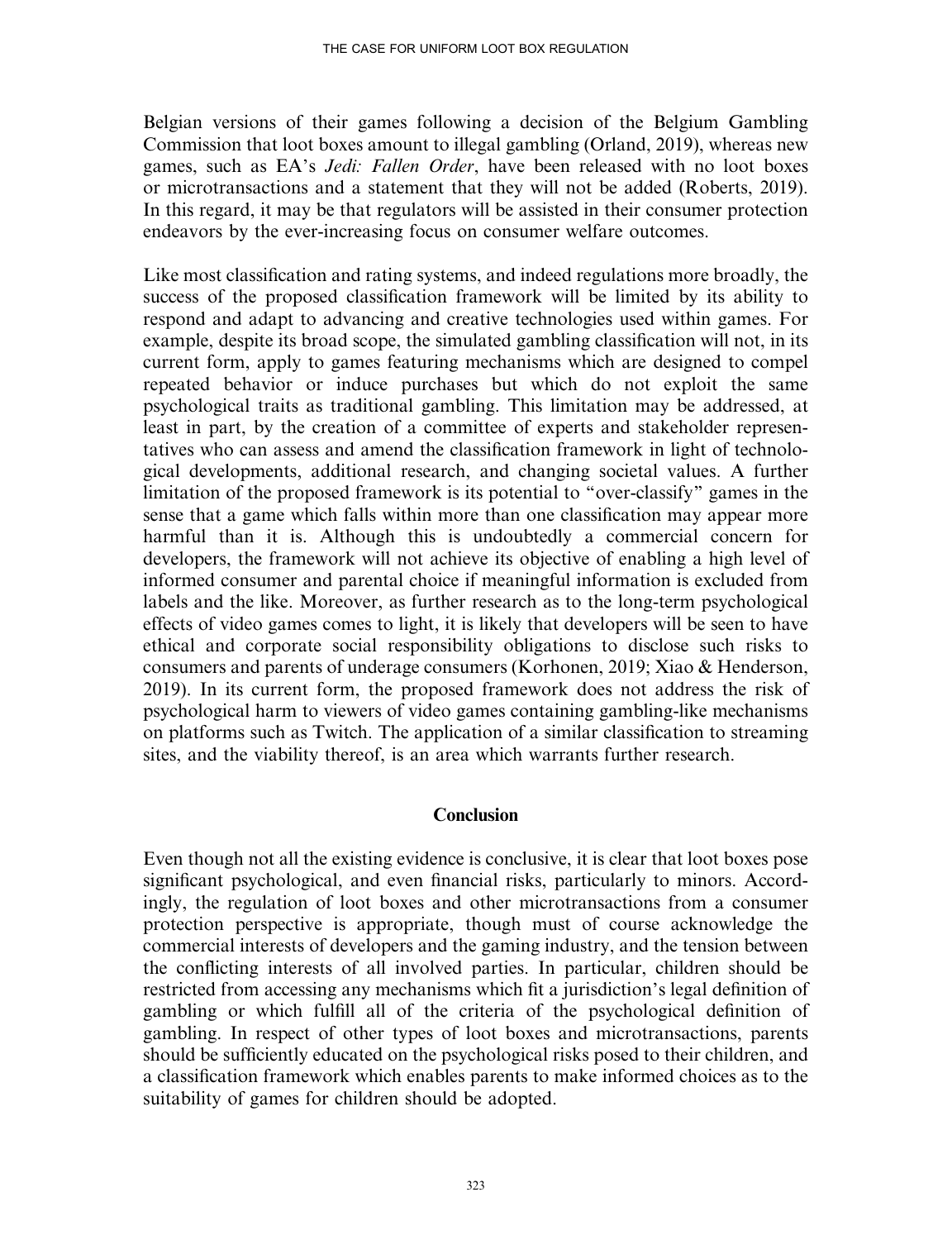Belgian versions of their games following a decision of the Belgium Gambling Commission that loot boxes amount to illegal gambling (Orland, 2019), whereas new games, such as EA's *Jedi: Fallen Order*, have been released with no loot boxes or microtransactions and a statement that they will not be added (Roberts, 2019). In this regard, it may be that regulators will be assisted in their consumer protection endeavors by the ever-increasing focus on consumer welfare outcomes.

Like most classification and rating systems, and indeed regulations more broadly, the success of the proposed classification framework will be limited by its ability to respond and adapt to advancing and creative technologies used within games. For example, despite its broad scope, the simulated gambling classification will not, in its current form, apply to games featuring mechanisms which are designed to compel repeated behavior or induce purchases but which do not exploit the same psychological traits as traditional gambling. This limitation may be addressed, at least in part, by the creation of a committee of experts and stakeholder representatives who can assess and amend the classification framework in light of technological developments, additional research, and changing societal values. A further limitation of the proposed framework is its potential to "over-classify" games in the sense that a game which falls within more than one classification may appear more harmful than it is. Although this is undoubtedly a commercial concern for developers, the framework will not achieve its objective of enabling a high level of informed consumer and parental choice if meaningful information is excluded from labels and the like. Moreover, as further research as to the long-term psychological effects of video games comes to light, it is likely that developers will be seen to have ethical and corporate social responsibility obligations to disclose such risks to consumers and parents of underage consumers (Korhonen, 2019; Xiao & Henderson, 2019). In its current form, the proposed framework does not address the risk of psychological harm to viewers of video games containing gambling-like mechanisms on platforms such as Twitch. The application of a similar classification to streaming sites, and the viability thereof, is an area which warrants further research.

## Conclusion

Even though not all the existing evidence is conclusive, it is clear that loot boxes pose significant psychological, and even financial risks, particularly to minors. Accordingly, the regulation of loot boxes and other microtransactions from a consumer protection perspective is appropriate, though must of course acknowledge the commercial interests of developers and the gaming industry, and the tension between the conflicting interests of all involved parties. In particular, children should be restricted from accessing any mechanisms which fit a jurisdiction's legal definition of gambling or which fulfill all of the criteria of the psychological definition of gambling. In respect of other types of loot boxes and microtransactions, parents should be sufficiently educated on the psychological risks posed to their children, and a classification framework which enables parents to make informed choices as to the suitability of games for children should be adopted.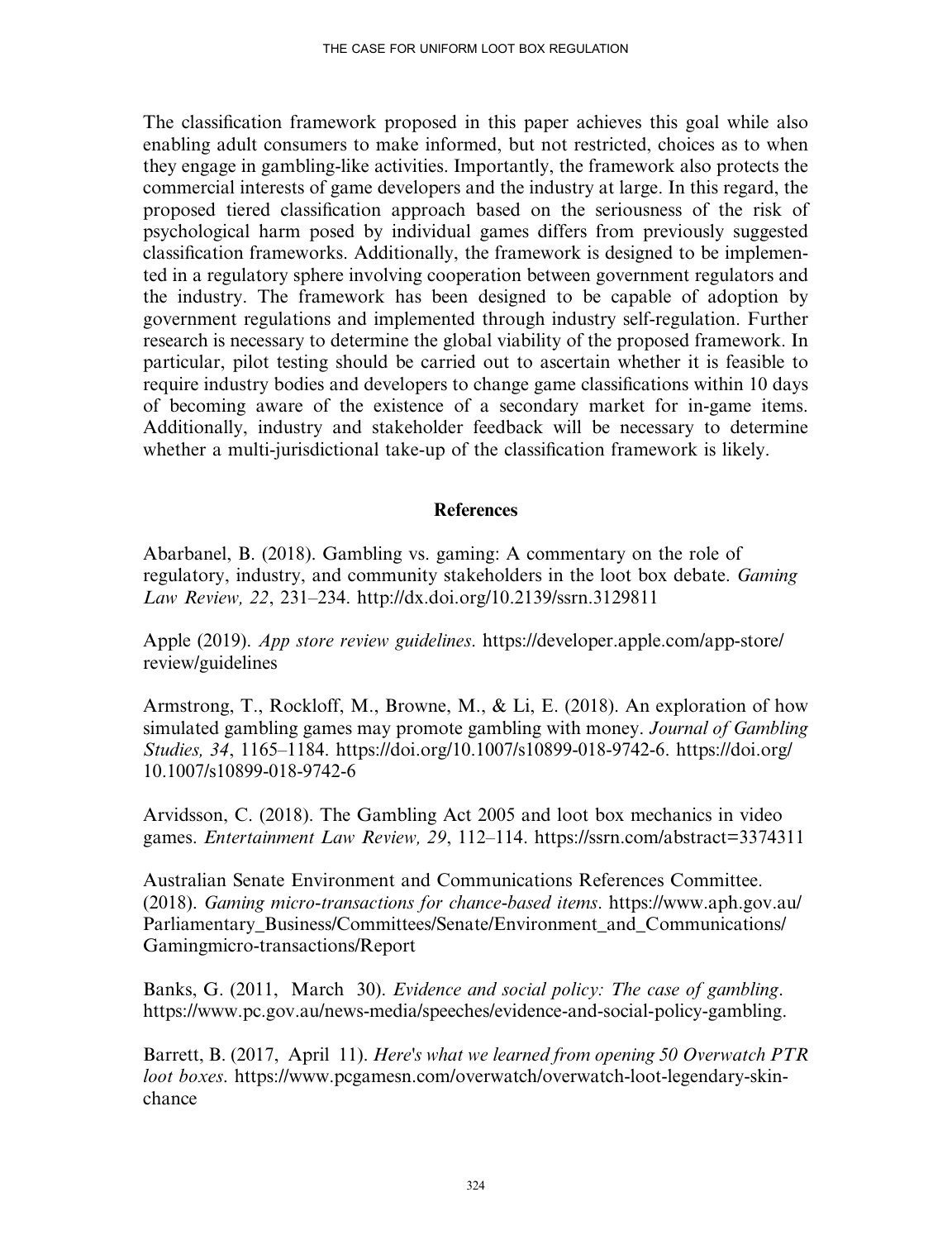The classification framework proposed in this paper achieves this goal while also enabling adult consumers to make informed, but not restricted, choices as to when they engage in gambling-like activities. Importantly, the framework also protects the commercial interests of game developers and the industry at large. In this regard, the proposed tiered classification approach based on the seriousness of the risk of psychological harm posed by individual games differs from previously suggested classification frameworks. Additionally, the framework is designed to be implemented in a regulatory sphere involving cooperation between government regulators and the industry. The framework has been designed to be capable of adoption by government regulations and implemented through industry self-regulation. Further research is necessary to determine the global viability of the proposed framework. In particular, pilot testing should be carried out to ascertain whether it is feasible to require industry bodies and developers to change game classifications within 10 days of becoming aware of the existence of a secondary market for in-game items. Additionally, industry and stakeholder feedback will be necessary to determine whether a multi-jurisdictional take-up of the classification framework is likely.

## References

Abarbanel, B. (2018). Gambling vs. gaming: A commentary on the role of regulatory, industry, and community stakeholders in the loot box debate. *Gaming Law Review, 22*, 231–234. http://dx.doi.org/10.2139/ssrn.3129811

Apple (2019). *App store review guidelines*. https://developer.apple.com/app-store/review/guidelines

Armstrong, T., Rockloff, M., Browne, M., & Li, E. (2018). An exploration of how simulated gambling games may promote gambling with money. *Journal of Gambling Studies, 34*, 1165–1184. https://doi.org/10.1007/s10899-018-9742-6. https://doi.org/10.1007/s10899-018-9742-6

Arvidsson, C. (2018). The Gambling Act 2005 and loot box mechanics in video games. *Entertainment Law Review, 29*, 112–114. https://ssrn.com/abstract=3374311

Australian Senate Environment and Communications References Committee. (2018). *Gaming micro-transactions for chance-based items*. https://www.aph.gov.au/Parliamentary_Business/Committees/Senate/Environment_and_Communications/Gamingmicro-transactions/Report

Banks, G. (2011, March 30). *Evidence and social policy: The case of gambling*. https://www.pc.gov.au/news-media/speeches/evidence-and-social-policy-gambling.

Barrett, B. (2017, April 11). *Here's what we learned from opening 50 Overwatch PTR loot boxes*. https://www.pcgamesn.com/overwatch/overwatch-loot-legendary-skin-chance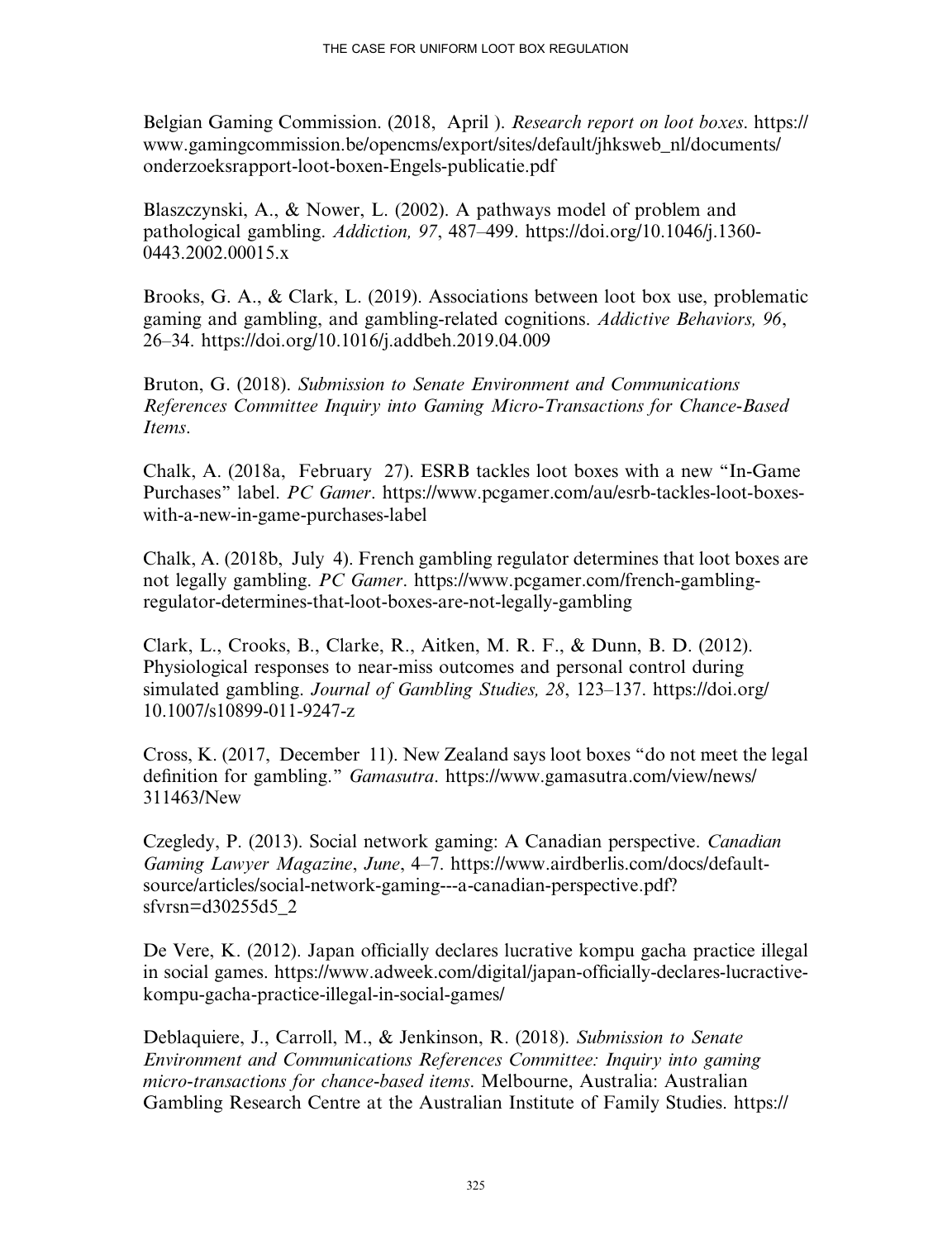Belgian Gaming Commission. (2018, April ). *Research report on loot boxes*. https://www.gamingcommission.be/opencms/export/sites/default/jhksweb_nl/documents/onderzoeksrapport-loot-boxen-Engels-publicatie.pdf

Blaszczynski, A., & Nower, L. (2002). A pathways model of problem and pathological gambling. *Addiction, 97*, 487–499. https://doi.org/10.1046/j.1360-0443.2002.00015.x

Brooks, G. A., & Clark, L. (2019). Associations between loot box use, problematic gaming and gambling, and gambling-related cognitions. *Addictive Behaviors, 96*, 26–34. https://doi.org/10.1016/j.addbeh.2019.04.009

Bruton, G. (2018). *Submission to Senate Environment and Communications References Committee Inquiry into Gaming Micro-Transactions for Chance-Based Items*.

Chalk, A. (2018a, February 27). ESRB tackles loot boxes with a new "In-Game Purchases" label. *PC Gamer*. https://www.pcgamer.com/au/esrb-tackles-loot-boxes-with-a-new-in-game-purchases-label

Chalk, A. (2018b, July 4). French gambling regulator determines that loot boxes are not legally gambling. *PC Gamer*. https://www.pcgamer.com/french-gambling-regulator-determines-that-loot-boxes-are-not-legally-gambling

Clark, L., Crooks, B., Clarke, R., Aitken, M. R. F., & Dunn, B. D. (2012). Physiological responses to near-miss outcomes and personal control during simulated gambling. *Journal of Gambling Studies, 28*, 123–137. https://doi.org/10.1007/s10899-011-9247-z

Cross, K. (2017, December 11). New Zealand says loot boxes "do not meet the legal definition for gambling." *Gamasutra*. https://www.gamasutra.com/view/news/311463/New

Czegledy, P. (2013). Social network gaming: A Canadian perspective. *Canadian Gaming Lawyer Magazine*, *June*, 4–7. https://www.airdberlis.com/docs/default-source/articles/social-network-gaming---a-canadian-perspective.pdf?sfvrsn=d30255d5_2

De Vere, K. (2012). Japan officially declares lucrative kompu gacha practice illegal in social games. https://www.adweek.com/digital/japan-officially-declares-lucractive-kompu-gacha-practice-illegal-in-social-games/

Deblaquiere, J., Carroll, M., & Jenkinson, R. (2018). *Submission to Senate Environment and Communications References Committee: Inquiry into gaming micro-transactions for chance-based items*. Melbourne, Australia: Australian Gambling Research Centre at the Australian Institute of Family Studies. https://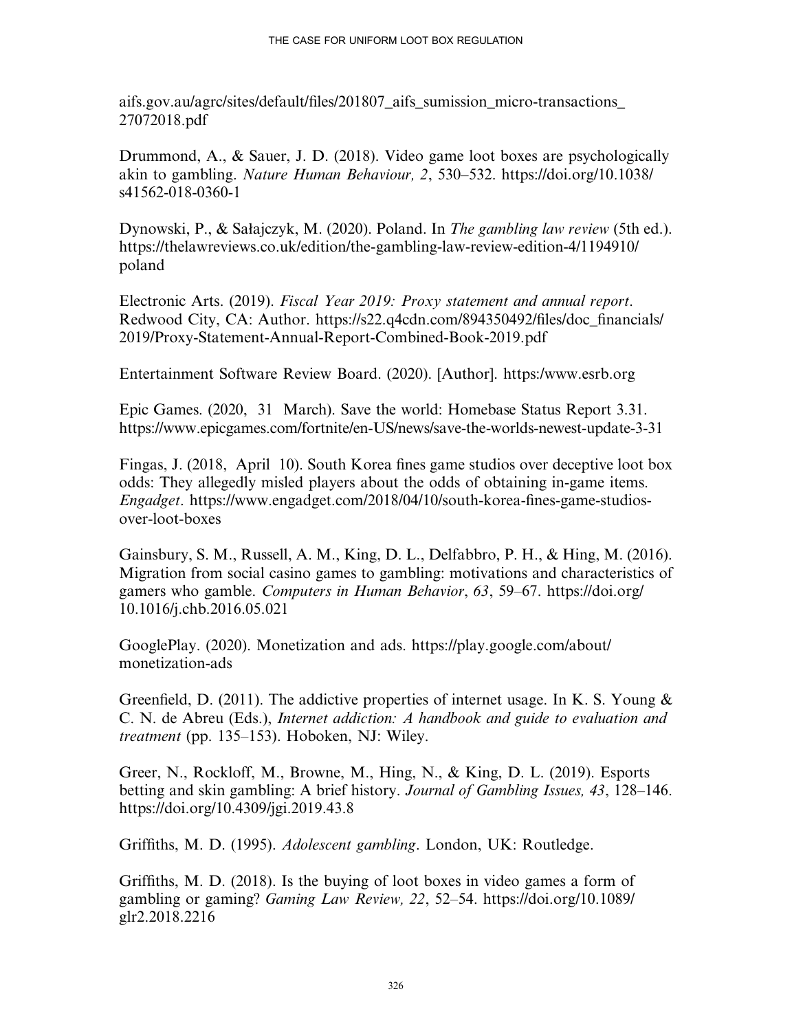aifs.gov.au/agrc/sites/default/files/201807_aifs_sumission_micro-transactions_27072018.pdf

Drummond, A., & Sauer, J. D. (2018). Video game loot boxes are psychologically akin to gambling. *Nature Human Behaviour, 2*, 530–532. https://doi.org/10.1038/s41562-018-0360-1

Dynowski, P., & Sałajczyk, M. (2020). Poland. In *The gambling law review* (5th ed.). https://thelawreviews.co.uk/edition/the-gambling-law-review-edition-4/1194910/poland

Electronic Arts. (2019). *Fiscal Year 2019: Proxy statement and annual report*. Redwood City, CA: Author. https://s22.q4cdn.com/894350492/files/doc_financials/2019/Proxy-Statement-Annual-Report-Combined-Book-2019.pdf

Entertainment Software Review Board. (2020). [Author]. https:/www.esrb.org

Epic Games. (2020, 31 March). Save the world: Homebase Status Report 3.31. https://www.epicgames.com/fortnite/en-US/news/save-the-worlds-newest-update-3-31

Fingas, J. (2018, April 10). South Korea fines game studios over deceptive loot box odds: They allegedly misled players about the odds of obtaining in-game items. *Engadget*. https://www.engadget.com/2018/04/10/south-korea-fines-game-studios-over-loot-boxes

Gainsbury, S. M., Russell, A. M., King, D. L., Delfabbro, P. H., & Hing, M. (2016). Migration from social casino games to gambling: motivations and characteristics of gamers who gamble. *Computers in Human Behavior*, *63*, 59–67. https://doi.org/10.1016/j.chb.2016.05.021

GooglePlay. (2020). Monetization and ads. https://play.google.com/about/monetization-ads

Greenfield, D. (2011). The addictive properties of internet usage. In K. S. Young & C. N. de Abreu (Eds.), *Internet addiction: A handbook and guide to evaluation and treatment* (pp. 135–153). Hoboken, NJ: Wiley.

Greer, N., Rockloff, M., Browne, M., Hing, N., & King, D. L. (2019). Esports betting and skin gambling: A brief history. *Journal of Gambling Issues, 43*, 128–146. https://doi.org/10.4309/jgi.2019.43.8

Griffiths, M. D. (1995). *Adolescent gambling*. London, UK: Routledge.

Griffiths, M. D. (2018). Is the buying of loot boxes in video games a form of gambling or gaming? *Gaming Law Review, 22*, 52–54. https://doi.org/10.1089/glr2.2018.2216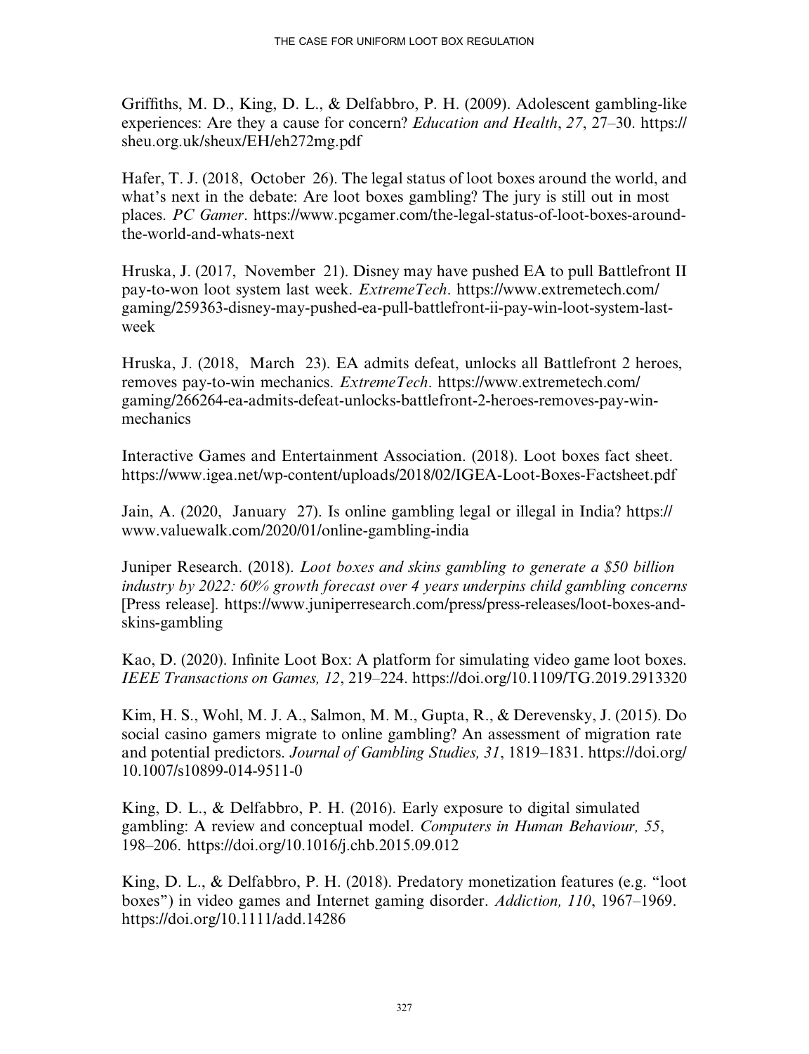Griffiths, M. D., King, D. L., & Delfabbro, P. H. (2009). Adolescent gambling-like experiences: Are they a cause for concern? *Education and Health*, *27*, 27–30. https://sheu.org.uk/sheux/EH/eh272mg.pdf

Hafer, T. J. (2018, October 26). The legal status of loot boxes around the world, and what's next in the debate: Are loot boxes gambling? The jury is still out in most places. *PC Gamer*. https://www.pcgamer.com/the-legal-status-of-loot-boxes-around-the-world-and-whats-next

Hruska, J. (2017, November 21). Disney may have pushed EA to pull Battlefront II pay-to-won loot system last week. *ExtremeTech*. https://www.extremetech.com/gaming/259363-disney-may-pushed-ea-pull-battlefront-ii-pay-win-loot-system-last-week

Hruska, J. (2018, March 23). EA admits defeat, unlocks all Battlefront 2 heroes, removes pay-to-win mechanics. *ExtremeTech*. https://www.extremetech.com/gaming/266264-ea-admits-defeat-unlocks-battlefront-2-heroes-removes-pay-win-mechanics

Interactive Games and Entertainment Association. (2018). Loot boxes fact sheet. https://www.igea.net/wp-content/uploads/2018/02/IGEA-Loot-Boxes-Factsheet.pdf

Jain, A. (2020, January 27). Is online gambling legal or illegal in India? https://www.valuewalk.com/2020/01/online-gambling-india

Juniper Research. (2018). *Loot boxes and skins gambling to generate a $50 billion industry by 2022: 60% growth forecast over 4 years underpins child gambling concerns* [Press release]. https://www.juniperresearch.com/press/press-releases/loot-boxes-and-skins-gambling

Kao, D. (2020). Infinite Loot Box: A platform for simulating video game loot boxes. *IEEE Transactions on Games, 12*, 219–224. https://doi.org/10.1109/TG.2019.2913320

Kim, H. S., Wohl, M. J. A., Salmon, M. M., Gupta, R., & Derevensky, J. (2015). Do social casino gamers migrate to online gambling? An assessment of migration rate and potential predictors. *Journal of Gambling Studies, 31*, 1819–1831. https://doi.org/10.1007/s10899-014-9511-0

King, D. L., & Delfabbro, P. H. (2016). Early exposure to digital simulated gambling: A review and conceptual model. *Computers in Human Behaviour, 55*, 198–206. https://doi.org/10.1016/j.chb.2015.09.012

King, D. L., & Delfabbro, P. H. (2018). Predatory monetization features (e.g. "loot boxes") in video games and Internet gaming disorder. *Addiction, 110*, 1967–1969. https://doi.org/10.1111/add.14286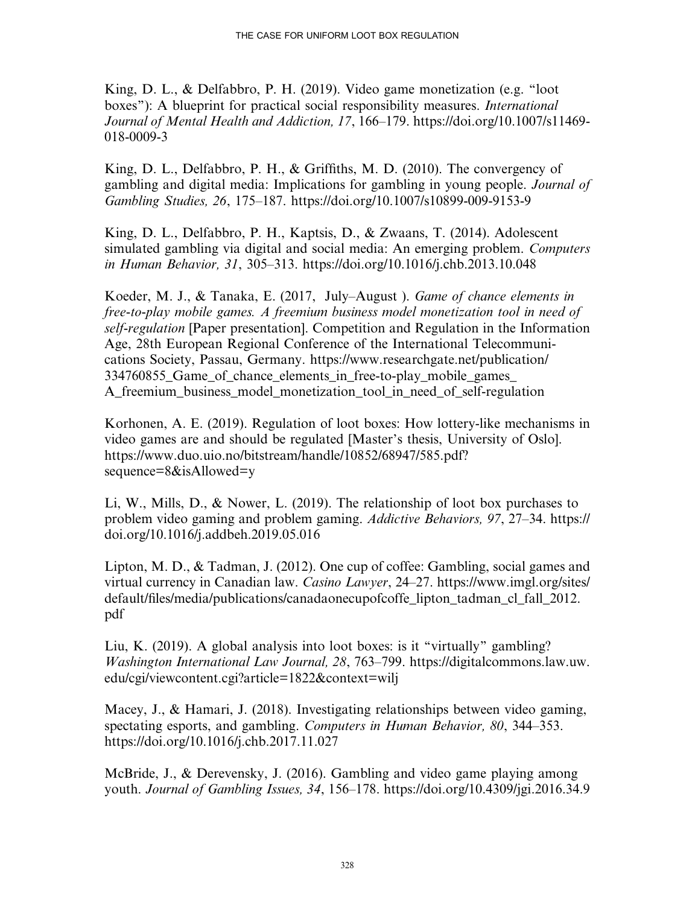King, D. L., & Delfabbro, P. H. (2019). Video game monetization (e.g. "loot boxes"): A blueprint for practical social responsibility measures. *International Journal of Mental Health and Addiction, 17*, 166–179. https://doi.org/10.1007/s11469-018-0009-3

King, D. L., Delfabbro, P. H., & Griffiths, M. D. (2010). The convergency of gambling and digital media: Implications for gambling in young people. *Journal of Gambling Studies, 26*, 175–187. https://doi.org/10.1007/s10899-009-9153-9

King, D. L., Delfabbro, P. H., Kaptsis, D., & Zwaans, T. (2014). Adolescent simulated gambling via digital and social media: An emerging problem. *Computers in Human Behavior, 31*, 305–313. https://doi.org/10.1016/j.chb.2013.10.048

Koeder, M. J., & Tanaka, E. (2017, July–August ). *Game of chance elements in free-to-play mobile games. A freemium business model monetization tool in need of self-regulation* [Paper presentation]. Competition and Regulation in the Information Age, 28th European Regional Conference of the International Telecommunications Society, Passau, Germany. https://www.researchgate.net/publication/334760855_Game_of_chance_elements_in_free-to-play_mobile_games_A_freemium_business_model_monetization_tool_in_need_of_self-regulation

Korhonen, A. E. (2019). Regulation of loot boxes: How lottery-like mechanisms in video games are and should be regulated [Master's thesis, University of Oslo]. https://www.duo.uio.no/bitstream/handle/10852/68947/585.pdf?sequence=8&isAllowed=y

Li, W., Mills, D., & Nower, L. (2019). The relationship of loot box purchases to problem video gaming and problem gaming. *Addictive Behaviors, 97*, 27–34. https://doi.org/10.1016/j.addbeh.2019.05.016

Lipton, M. D., & Tadman, J. (2012). One cup of coffee: Gambling, social games and virtual currency in Canadian law. *Casino Lawyer*, 24–27. https://www.imgl.org/sites/default/files/media/publications/canadaonecupofcoffe_lipton_tadman_cl_fall_2012.pdf

Liu, K. (2019). A global analysis into loot boxes: is it "virtually" gambling? *Washington International Law Journal, 28*, 763–799. https://digitalcommons.law.uw.edu/cgi/viewcontent.cgi?article=1822&context=wilj

Macey, J., & Hamari, J. (2018). Investigating relationships between video gaming, spectating esports, and gambling. *Computers in Human Behavior, 80*, 344–353. https://doi.org/10.1016/j.chb.2017.11.027

McBride, J., & Derevensky, J. (2016). Gambling and video game playing among youth. *Journal of Gambling Issues, 34*, 156–178. https://doi.org/10.4309/jgi.2016.34.9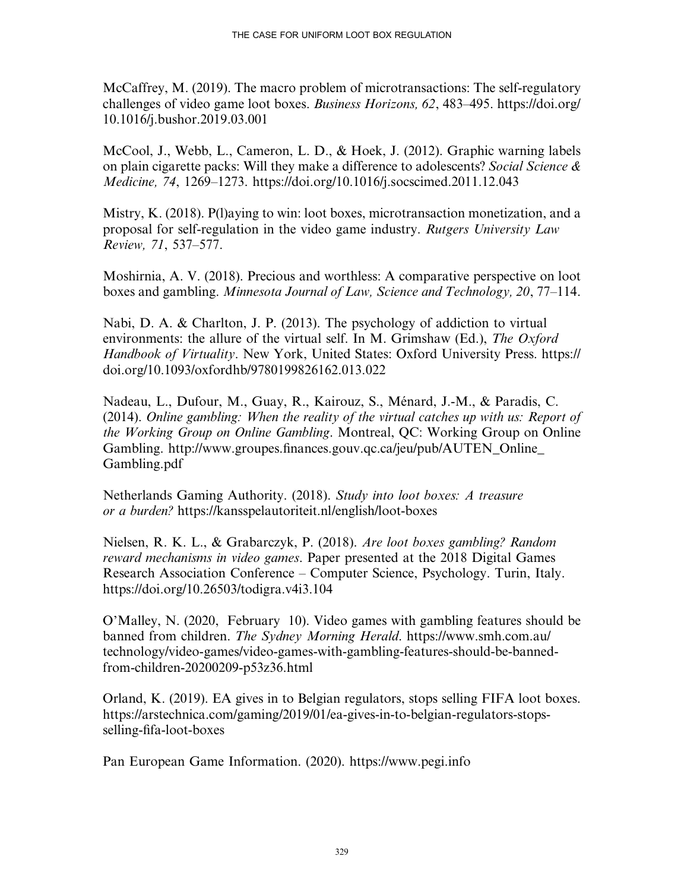McCaffrey, M. (2019). The macro problem of microtransactions: The self-regulatory challenges of video game loot boxes. *Business Horizons, 62*, 483–495. https://doi.org/10.1016/j.bushor.2019.03.001

McCool, J., Webb, L., Cameron, L. D., & Hoek, J. (2012). Graphic warning labels on plain cigarette packs: Will they make a difference to adolescents? *Social Science & Medicine, 74*, 1269–1273. https://doi.org/10.1016/j.socscimed.2011.12.043

Mistry, K. (2018). P(l)aying to win: loot boxes, microtransaction monetization, and a proposal for self-regulation in the video game industry. *Rutgers University Law Review, 71*, 537–577.

Moshirnia, A. V. (2018). Precious and worthless: A comparative perspective on loot boxes and gambling. *Minnesota Journal of Law, Science and Technology, 20*, 77–114.

Nabi, D. A. & Charlton, J. P. (2013). The psychology of addiction to virtual environments: the allure of the virtual self. In M. Grimshaw (Ed.), *The Oxford Handbook of Virtuality*. New York, United States: Oxford University Press. https://doi.org/10.1093/oxfordhb/9780199826162.013.022

Nadeau, L., Dufour, M., Guay, R., Kairouz, S., Ménard, J.-M., & Paradis, C. (2014). *Online gambling: When the reality of the virtual catches up with us: Report of the Working Group on Online Gambling*. Montreal, QC: Working Group on Online Gambling. http://www.groupes.finances.gouv.qc.ca/jeu/pub/AUTEN_Online_Gambling.pdf

Netherlands Gaming Authority. (2018). *Study into loot boxes: A treasure or a burden?* https://kansspelautoriteit.nl/english/loot-boxes

Nielsen, R. K. L., & Grabarczyk, P. (2018). *Are loot boxes gambling? Random reward mechanisms in video games*. Paper presented at the 2018 Digital Games Research Association Conference – Computer Science, Psychology. Turin, Italy. https://doi.org/10.26503/todigra.v4i3.104

O'Malley, N. (2020, February 10). Video games with gambling features should be banned from children. *The Sydney Morning Herald*. https://www.smh.com.au/technology/video-games/video-games-with-gambling-features-should-be-banned-from-children-20200209-p53z36.html

Orland, K. (2019). EA gives in to Belgian regulators, stops selling FIFA loot boxes. https://arstechnica.com/gaming/2019/01/ea-gives-in-to-belgian-regulators-stops-selling-fifa-loot-boxes

Pan European Game Information. (2020). https://www.pegi.info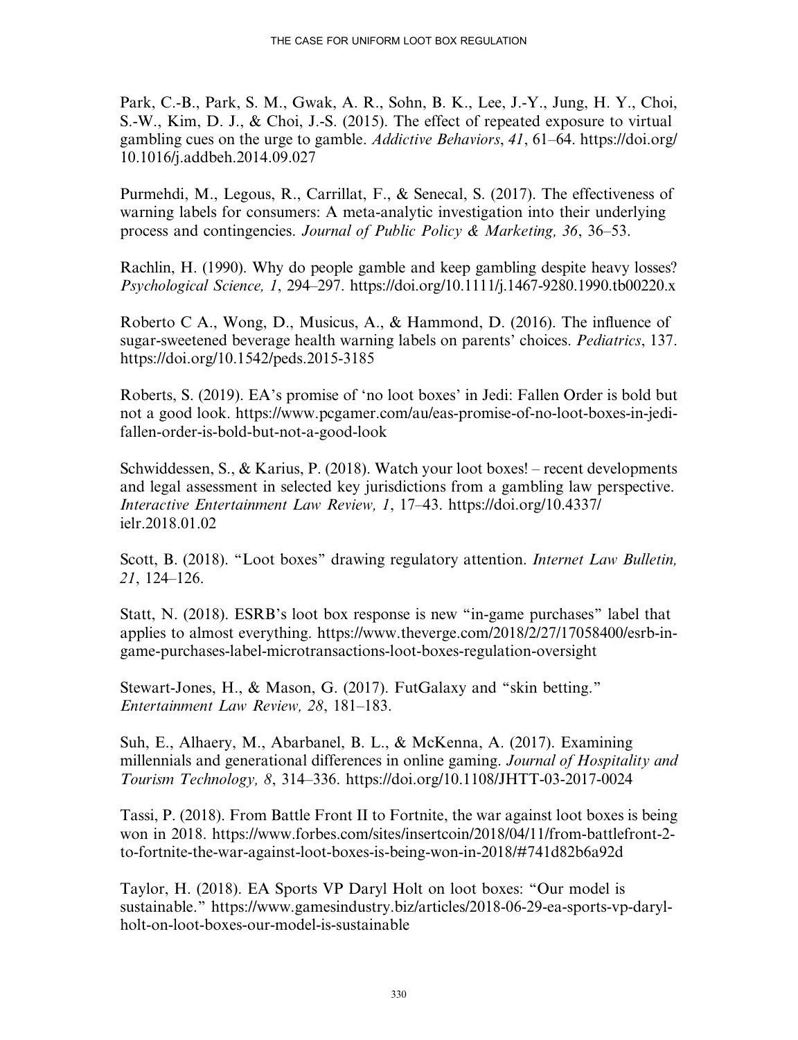Park, C.-B., Park, S. M., Gwak, A. R., Sohn, B. K., Lee, J.-Y., Jung, H. Y., Choi, S.-W., Kim, D. J., & Choi, J.-S. (2015). The effect of repeated exposure to virtual gambling cues on the urge to gamble. *Addictive Behaviors*, *41*, 61–64. https://doi.org/10.1016/j.addbeh.2014.09.027

Purmehdi, M., Legous, R., Carrillat, F., & Senecal, S. (2017). The effectiveness of warning labels for consumers: A meta-analytic investigation into their underlying process and contingencies. *Journal of Public Policy & Marketing, 36*, 36–53.

Rachlin, H. (1990). Why do people gamble and keep gambling despite heavy losses? *Psychological Science, 1*, 294–297. https://doi.org/10.1111/j.1467-9280.1990.tb00220.x

Roberto C A., Wong, D., Musicus, A., & Hammond, D. (2016). The influence of sugar-sweetened beverage health warning labels on parents' choices. *Pediatrics*, 137. https://doi.org/10.1542/peds.2015-3185

Roberts, S. (2019). EA's promise of 'no loot boxes' in Jedi: Fallen Order is bold but not a good look. https://www.pcgamer.com/au/eas-promise-of-no-loot-boxes-in-jedi-fallen-order-is-bold-but-not-a-good-look

Schwiddessen, S., & Karius, P. (2018). Watch your loot boxes! – recent developments and legal assessment in selected key jurisdictions from a gambling law perspective. *Interactive Entertainment Law Review, 1*, 17–43. https://doi.org/10.4337/ielr.2018.01.02

Scott, B. (2018). "Loot boxes" drawing regulatory attention. *Internet Law Bulletin, 21*, 124–126.

Statt, N. (2018). ESRB's loot box response is new "in-game purchases" label that applies to almost everything. https://www.theverge.com/2018/2/27/17058400/esrb-in-game-purchases-label-microtransactions-loot-boxes-regulation-oversight

Stewart-Jones, H., & Mason, G. (2017). FutGalaxy and "skin betting." *Entertainment Law Review, 28*, 181–183.

Suh, E., Alhaery, M., Abarbanel, B. L., & McKenna, A. (2017). Examining millennials and generational differences in online gaming. *Journal of Hospitality and Tourism Technology, 8*, 314–336. https://doi.org/10.1108/JHTT-03-2017-0024

Tassi, P. (2018). From Battle Front II to Fortnite, the war against loot boxes is being won in 2018. https://www.forbes.com/sites/insertcoin/2018/04/11/from-battlefront-2-to-fortnite-the-war-against-loot-boxes-is-being-won-in-2018/#741d82b6a92d

Taylor, H. (2018). EA Sports VP Daryl Holt on loot boxes: "Our model is sustainable." https://www.gamesindustry.biz/articles/2018-06-29-ea-sports-vp-daryl-holt-on-loot-boxes-our-model-is-sustainable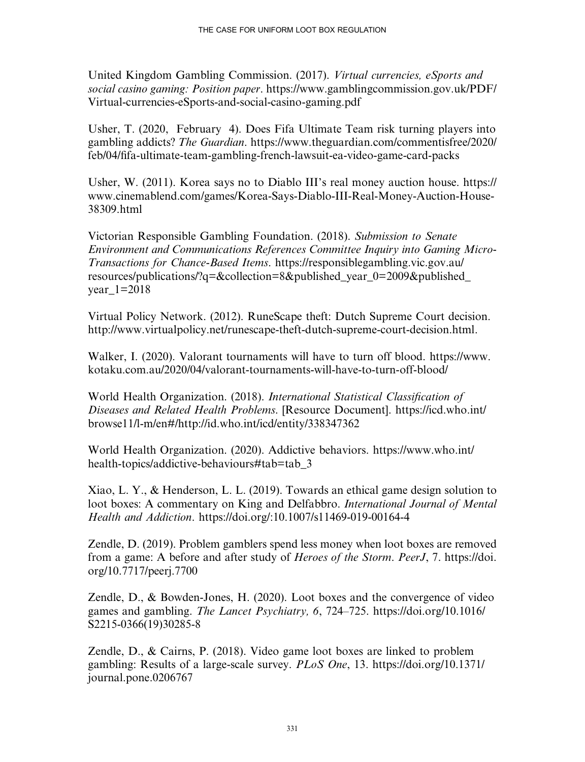United Kingdom Gambling Commission. (2017). *Virtual currencies, eSports and social casino gaming: Position paper*. https://www.gamblingcommission.gov.uk/PDF/Virtual-currencies-eSports-and-social-casino-gaming.pdf

Usher, T. (2020, February 4). Does Fifa Ultimate Team risk turning players into gambling addicts? *The Guardian*. https://www.theguardian.com/commentisfree/2020/feb/04/fifa-ultimate-team-gambling-french-lawsuit-ea-video-game-card-packs

Usher, W. (2011). Korea says no to Diablo III's real money auction house. https://www.cinemablend.com/games/Korea-Says-Diablo-III-Real-Money-Auction-House-38309.html

Victorian Responsible Gambling Foundation. (2018). *Submission to Senate Environment and Communications References Committee Inquiry into Gaming Micro-Transactions for Chance-Based Items*. https://responsiblegambling.vic.gov.au/resources/publications/?q=&collection=8&published_year_0=2009&published_year_1=2018

Virtual Policy Network. (2012). RuneScape theft: Dutch Supreme Court decision. http://www.virtualpolicy.net/runescape-theft-dutch-supreme-court-decision.html.

Walker, I. (2020). Valorant tournaments will have to turn off blood. https://www.kotaku.com.au/2020/04/valorant-tournaments-will-have-to-turn-off-blood/

World Health Organization. (2018). *International Statistical Classification of Diseases and Related Health Problems*. [Resource Document]. https://icd.who.int/browse11/l-m/en#/http://id.who.int/icd/entity/338347362

World Health Organization. (2020). Addictive behaviors. https://www.who.int/health-topics/addictive-behaviours#tab=tab_3

Xiao, L. Y., & Henderson, L. L. (2019). Towards an ethical game design solution to loot boxes: A commentary on King and Delfabbro. *International Journal of Mental Health and Addiction*. https://doi.org/:10.1007/s11469-019-00164-4

Zendle, D. (2019). Problem gamblers spend less money when loot boxes are removed from a game: A before and after study of *Heroes of the Storm*. *PeerJ*, 7. https://doi.org/10.7717/peerj.7700

Zendle, D., & Bowden-Jones, H. (2020). Loot boxes and the convergence of video games and gambling. *The Lancet Psychiatry, 6*, 724–725. https://doi.org/10.1016/S2215-0366(19)30285-8

Zendle, D., & Cairns, P. (2018). Video game loot boxes are linked to problem gambling: Results of a large-scale survey. *PLoS One*, 13. https://doi.org/10.1371/journal.pone.0206767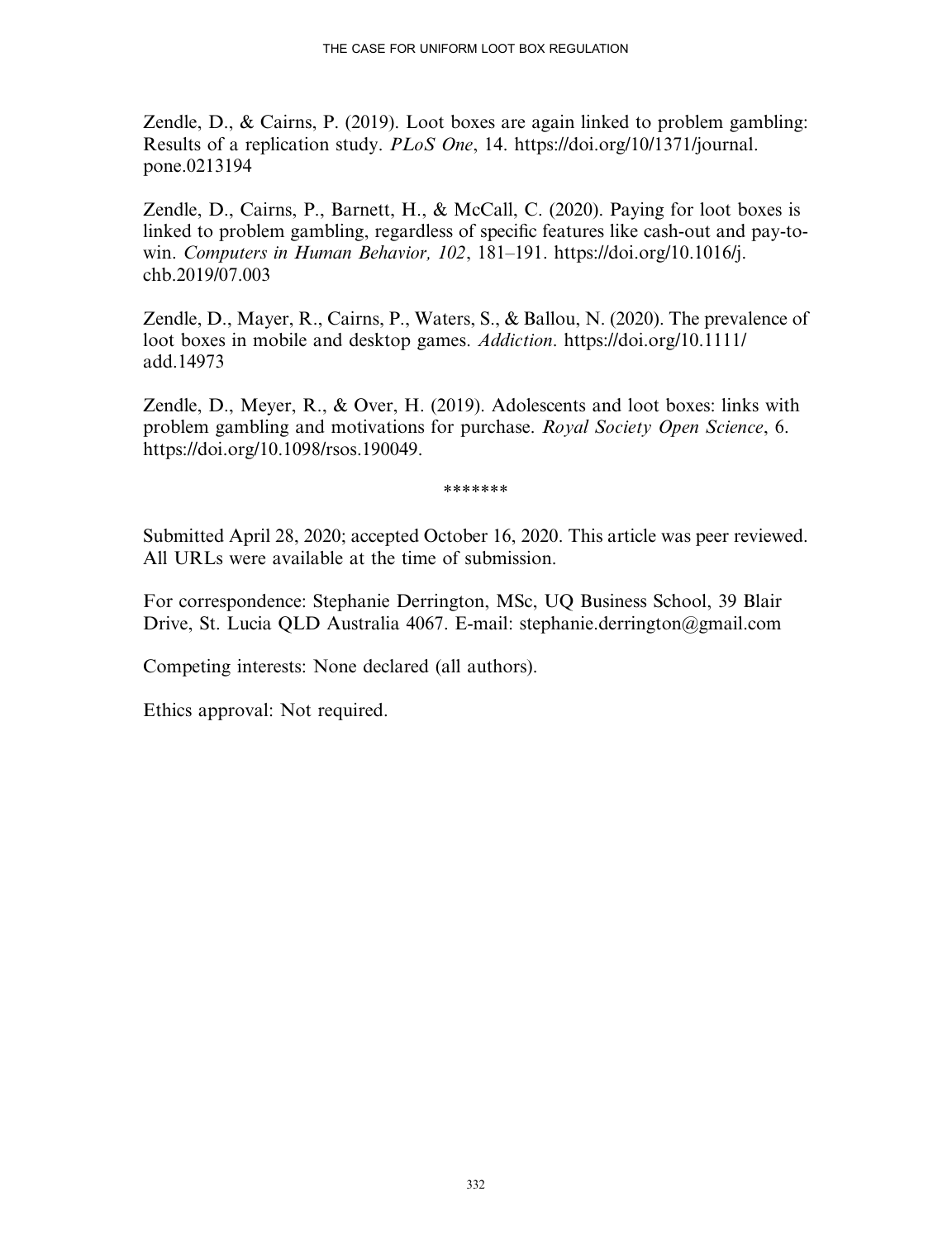Zendle, D., & Cairns, P. (2019). Loot boxes are again linked to problem gambling: Results of a replication study. *PLoS One*, 14. https://doi.org/10/1371/journal.pone.0213194

Zendle, D., Cairns, P., Barnett, H., & McCall, C. (2020). Paying for loot boxes is linked to problem gambling, regardless of specific features like cash-out and pay-to-win. *Computers in Human Behavior, 102*, 181–191. https://doi.org/10.1016/j.chb.2019/07.003

Zendle, D., Mayer, R., Cairns, P., Waters, S., & Ballou, N. (2020). The prevalence of loot boxes in mobile and desktop games. *Addiction*. https://doi.org/10.1111/add.14973

Zendle, D., Meyer, R., & Over, H. (2019). Adolescents and loot boxes: links with problem gambling and motivations for purchase. *Royal Society Open Science*, 6. https://doi.org/10.1098/rsos.190049.

*******

Submitted April 28, 2020; accepted October 16, 2020. This article was peer reviewed. All URLs were available at the time of submission.

For correspondence: Stephanie Derrington, MSc, UQ Business School, 39 Blair Drive, St. Lucia QLD Australia 4067. E-mail: stephanie.derrington@gmail.com

Competing interests: None declared (all authors).

Ethics approval: Not required.